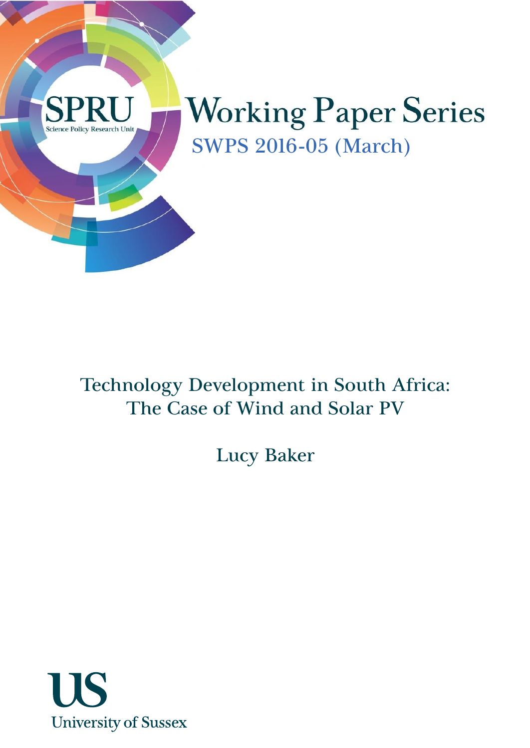SPRU

Science Policy Research Unit

# Working Paper Series

SWPS 2016-05 (March)

## Technology Development in South Africa: The Case of Wind and Solar PV

Lucy Baker

US

University of Sussex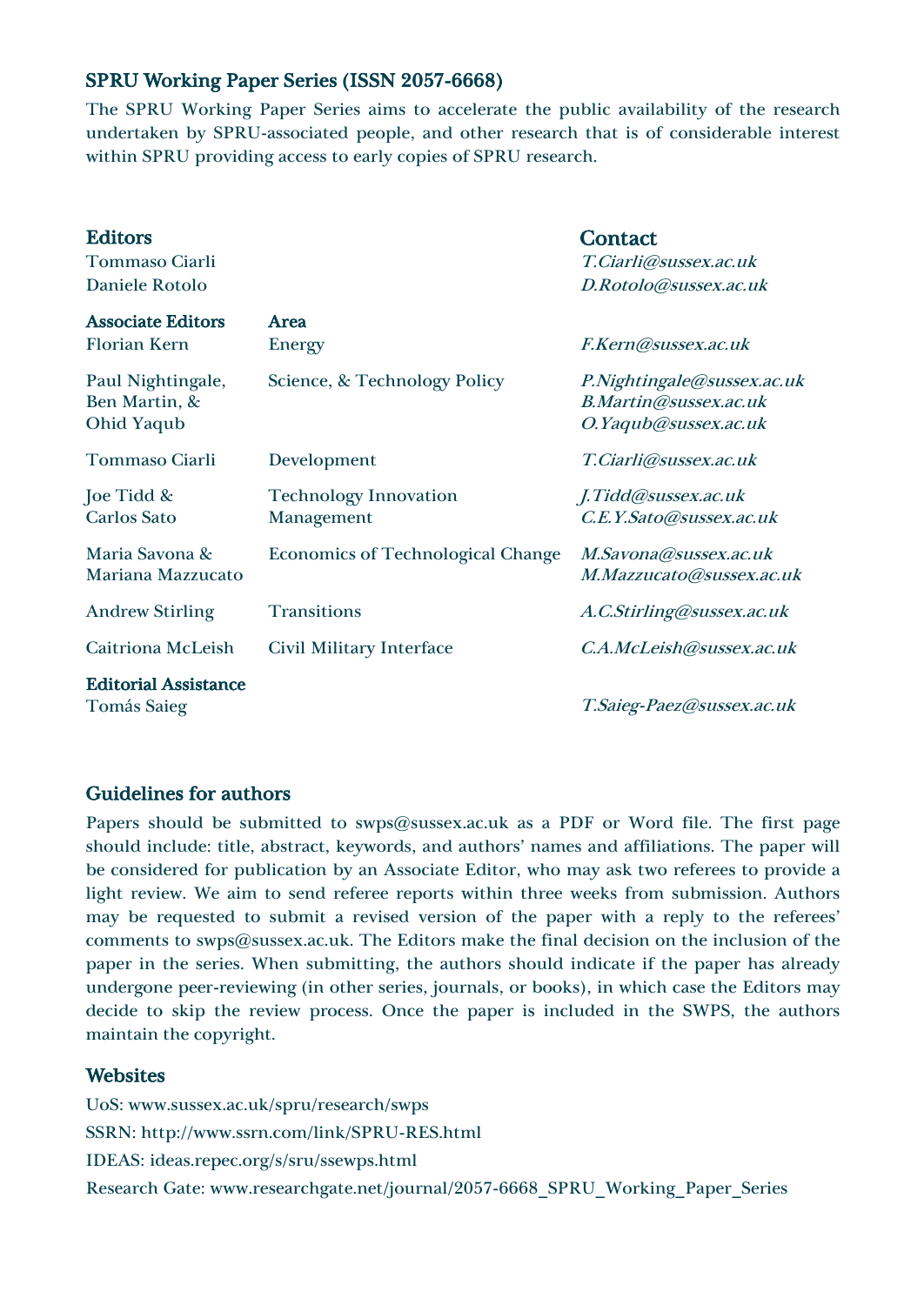## SPRU Working Paper Series (ISSN 2057-6668)

The SPRU Working Paper Series aims to accelerate the public availability of the research undertaken by SPRU-associated people, and other research that is of considerable interest within SPRU providing access to early copies of SPRU research.

| **Editors** | | **Contact** |
|---|---|---|
| Tommaso Ciarli | | *T.Ciarli@sussex.ac.uk* |
| Daniele Rotolo | | *D.Rotolo@sussex.ac.uk* |
| **Associate Editors** | **Area** | |
| Florian Kern | Energy | *F.Kern@sussex.ac.uk* |
| Paul Nightingale, Ben Martin, & Ohid Yaqub | Science, & Technology Policy | *P.Nightingale@sussex.ac.uk* *B.Martin@sussex.ac.uk* *O.Yaqub@sussex.ac.uk* |
| Tommaso Ciarli | Development | *T.Ciarli@sussex.ac.uk* |
| Joe Tidd & Carlos Sato | Technology Innovation Management | *J.Tidd@sussex.ac.uk* *C.E.Y.Sato@sussex.ac.uk* |
| Maria Savona & Mariana Mazzucato | Economics of Technological Change | *M.Savona@sussex.ac.uk* *M.Mazzucato@sussex.ac.uk* |
| Andrew Stirling | Transitions | *A.C.Stirling@sussex.ac.uk* |
| Caitriona McLeish | Civil Military Interface | *C.A.McLeish@sussex.ac.uk* |
| **Editorial Assistance** | | |
| Tomás Saieg | | *T.Saieg-Paez@sussex.ac.uk* |

### Guidelines for authors

Papers should be submitted to swps@sussex.ac.uk as a PDF or Word file. The first page should include: title, abstract, keywords, and authors' names and affiliations. The paper will be considered for publication by an Associate Editor, who may ask two referees to provide a light review. We aim to send referee reports within three weeks from submission. Authors may be requested to submit a revised version of the paper with a reply to the referees' comments to swps@sussex.ac.uk. The Editors make the final decision on the inclusion of the paper in the series. When submitting, the authors should indicate if the paper has already undergone peer-reviewing (in other series, journals, or books), in which case the Editors may decide to skip the review process. Once the paper is included in the SWPS, the authors maintain the copyright.

### Websites

UoS: www.sussex.ac.uk/spru/research/swps  
SSRN: http://www.ssrn.com/link/SPRU-RES.html  
IDEAS: ideas.repec.org/s/sru/ssewps.html  
Research Gate: www.researchgate.net/journal/2057-6668_SPRU_Working_Paper_Series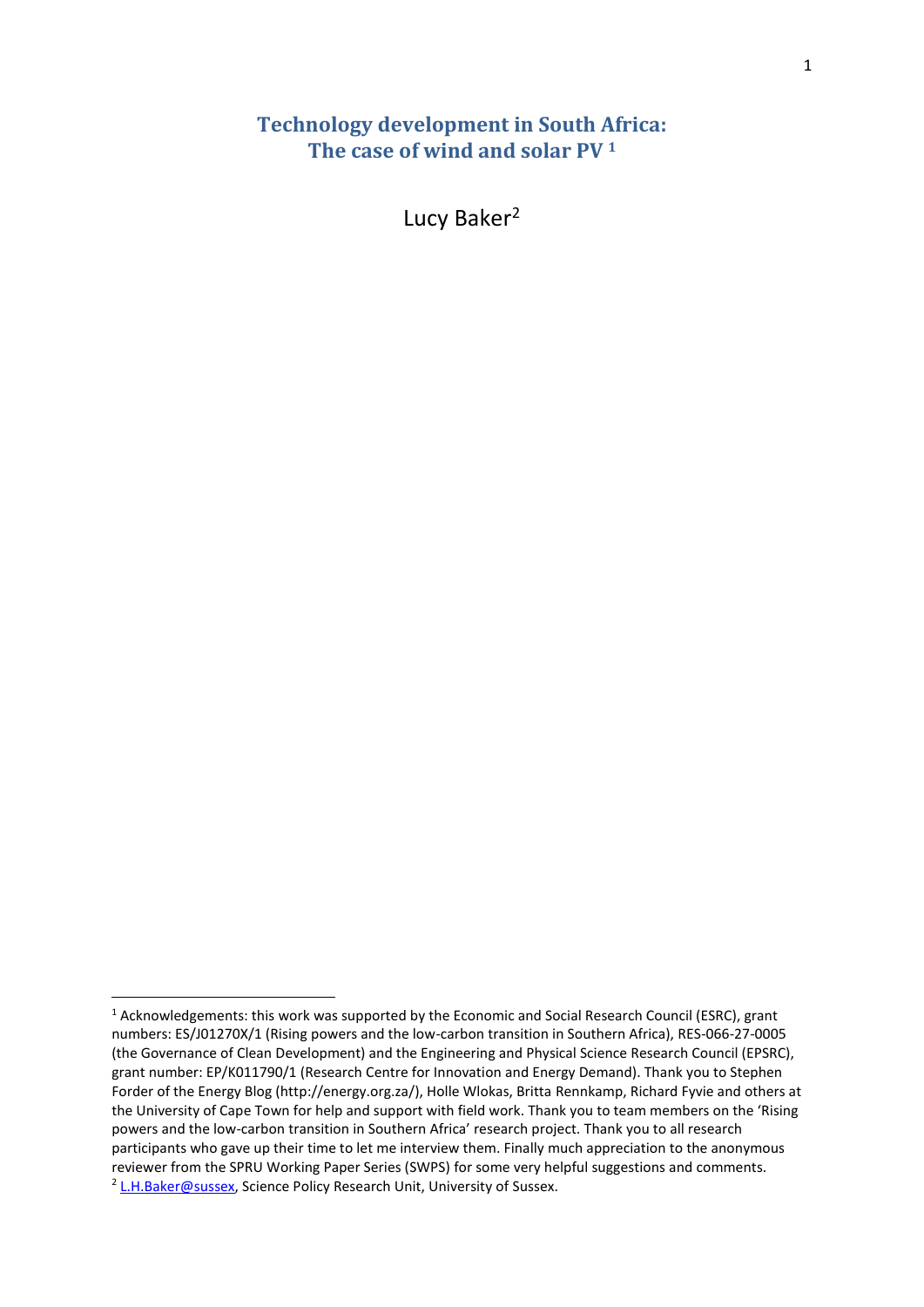# Technology development in South Africa: The case of wind and solar PV [1]

Lucy Baker[2]

---

[1] Acknowledgements: this work was supported by the Economic and Social Research Council (ESRC), grant numbers: ES/J01270X/1 (Rising powers and the low-carbon transition in Southern Africa), RES-066-27-0005 (the Governance of Clean Development) and the Engineering and Physical Science Research Council (EPSRC), grant number: EP/K011790/1 (Research Centre for Innovation and Energy Demand). Thank you to Stephen Forder of the Energy Blog (http://energy.org.za/), Holle Wlokas, Britta Rennkamp, Richard Fyvie and others at the University of Cape Town for help and support with field work. Thank you to team members on the 'Rising powers and the low-carbon transition in Southern Africa' research project. Thank you to all research participants who gave up their time to let me interview them. Finally much appreciation to the anonymous reviewer from the SPRU Working Paper Series (SWPS) for some very helpful suggestions and comments.

[2] L.H.Baker@sussex, Science Policy Research Unit, University of Sussex.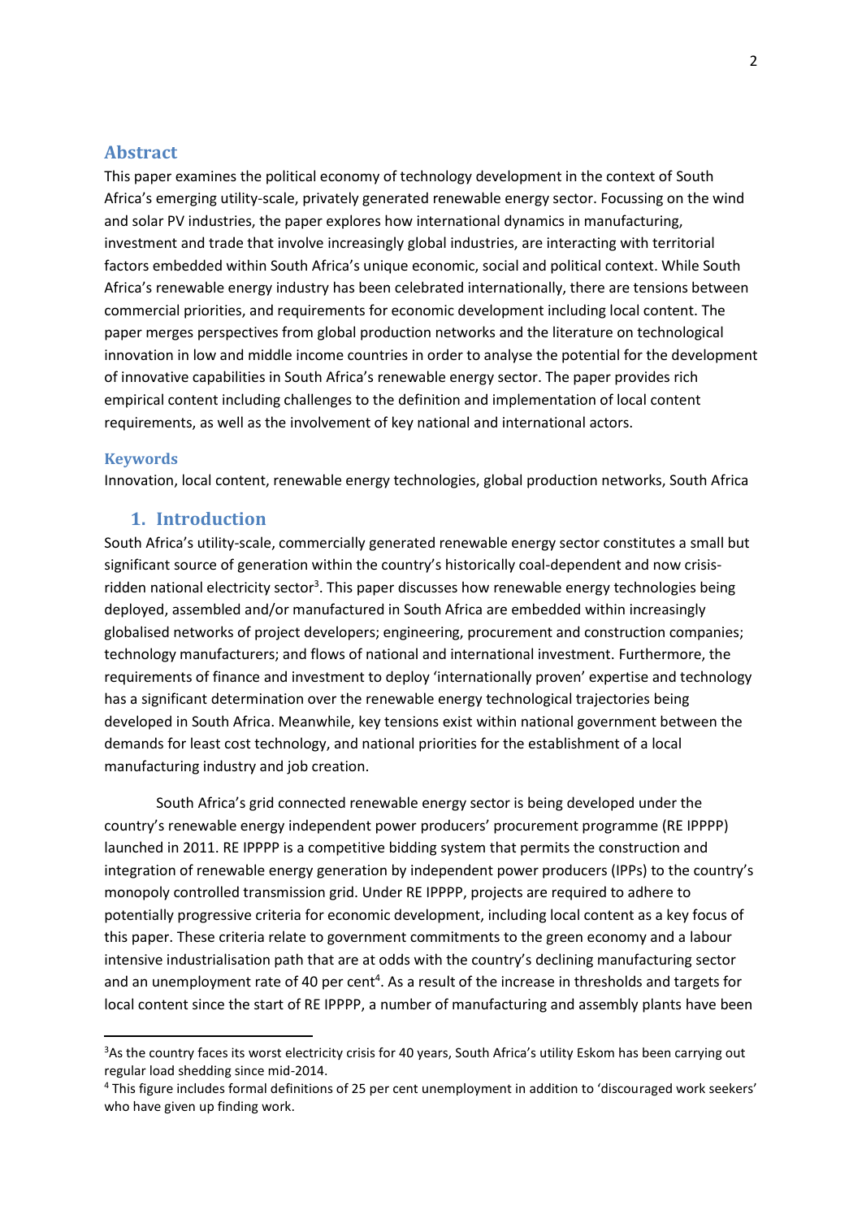## Abstract

This paper examines the political economy of technology development in the context of South Africa's emerging utility-scale, privately generated renewable energy sector. Focussing on the wind and solar PV industries, the paper explores how international dynamics in manufacturing, investment and trade that involve increasingly global industries, are interacting with territorial factors embedded within South Africa's unique economic, social and political context. While South Africa's renewable energy industry has been celebrated internationally, there are tensions between commercial priorities, and requirements for economic development including local content. The paper merges perspectives from global production networks and the literature on technological innovation in low and middle income countries in order to analyse the potential for the development of innovative capabilities in South Africa's renewable energy sector. The paper provides rich empirical content including challenges to the definition and implementation of local content requirements, as well as the involvement of key national and international actors.

### Keywords

Innovation, local content, renewable energy technologies, global production networks, South Africa

## 1. Introduction

South Africa's utility-scale, commercially generated renewable energy sector constitutes a small but significant source of generation within the country's historically coal-dependent and now crisis-ridden national electricity sector[3]. This paper discusses how renewable energy technologies being deployed, assembled and/or manufactured in South Africa are embedded within increasingly globalised networks of project developers; engineering, procurement and construction companies; technology manufacturers; and flows of national and international investment. Furthermore, the requirements of finance and investment to deploy 'internationally proven' expertise and technology has a significant determination over the renewable energy technological trajectories being developed in South Africa. Meanwhile, key tensions exist within national government between the demands for least cost technology, and national priorities for the establishment of a local manufacturing industry and job creation.

South Africa's grid connected renewable energy sector is being developed under the country's renewable energy independent power producers' procurement programme (RE IPPPP) launched in 2011. RE IPPPP is a competitive bidding system that permits the construction and integration of renewable energy generation by independent power producers (IPPs) to the country's monopoly controlled transmission grid. Under RE IPPPP, projects are required to adhere to potentially progressive criteria for economic development, including local content as a key focus of this paper. These criteria relate to government commitments to the green economy and a labour intensive industrialisation path that are at odds with the country's declining manufacturing sector and an unemployment rate of 40 per cent[4]. As a result of the increase in thresholds and targets for local content since the start of RE IPPPP, a number of manufacturing and assembly plants have been

[3] As the country faces its worst electricity crisis for 40 years, South Africa's utility Eskom has been carrying out regular load shedding since mid-2014.

[4] This figure includes formal definitions of 25 per cent unemployment in addition to 'discouraged work seekers' who have given up finding work.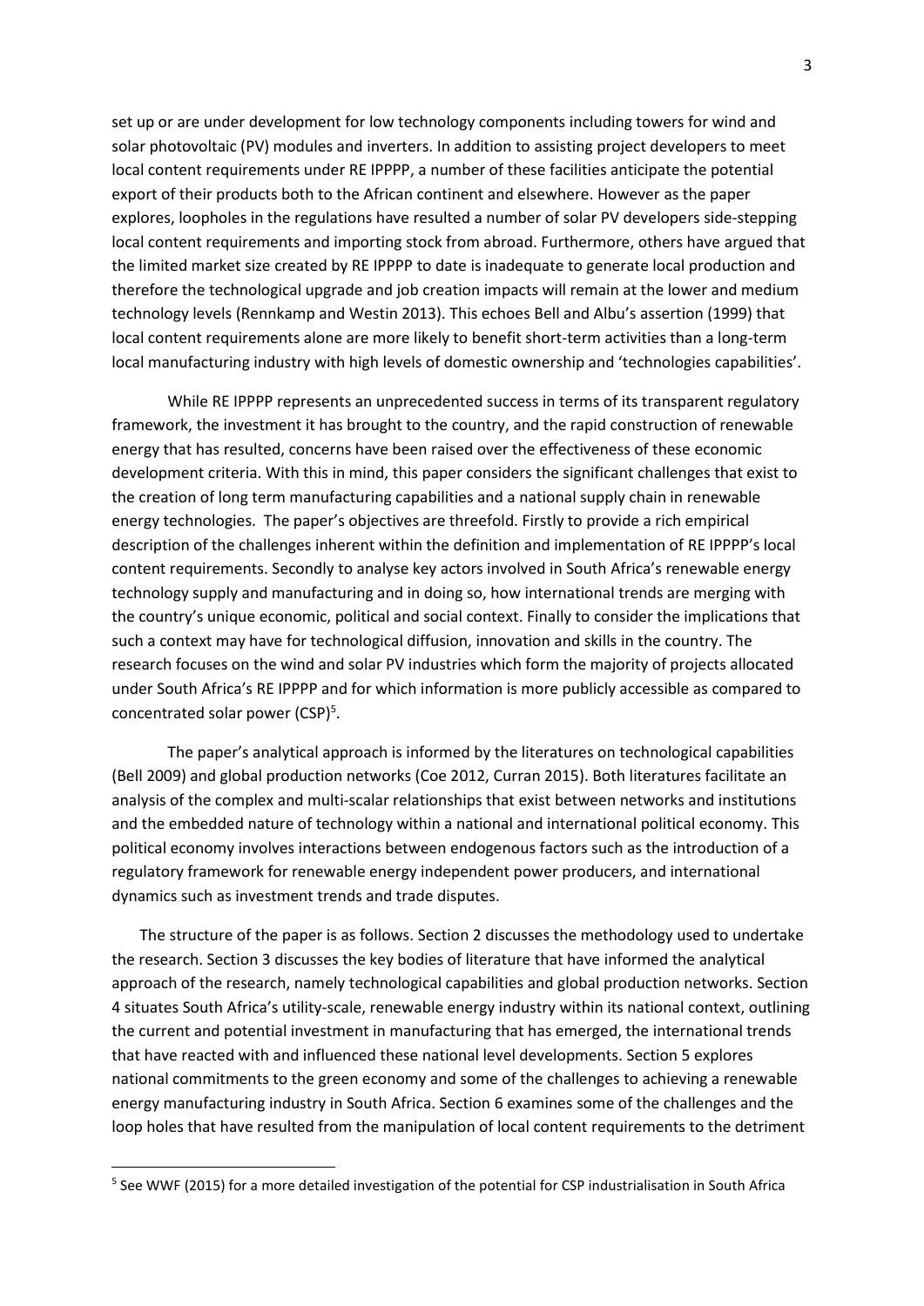set up or are under development for low technology components including towers for wind and solar photovoltaic (PV) modules and inverters. In addition to assisting project developers to meet local content requirements under RE IPPPP, a number of these facilities anticipate the potential export of their products both to the African continent and elsewhere. However as the paper explores, loopholes in the regulations have resulted a number of solar PV developers side-stepping local content requirements and importing stock from abroad. Furthermore, others have argued that the limited market size created by RE IPPPP to date is inadequate to generate local production and therefore the technological upgrade and job creation impacts will remain at the lower and medium technology levels (Rennkamp and Westin 2013). This echoes Bell and Albu's assertion (1999) that local content requirements alone are more likely to benefit short-term activities than a long-term local manufacturing industry with high levels of domestic ownership and 'technologies capabilities'.

While RE IPPPP represents an unprecedented success in terms of its transparent regulatory framework, the investment it has brought to the country, and the rapid construction of renewable energy that has resulted, concerns have been raised over the effectiveness of these economic development criteria. With this in mind, this paper considers the significant challenges that exist to the creation of long term manufacturing capabilities and a national supply chain in renewable energy technologies. The paper's objectives are threefold. Firstly to provide a rich empirical description of the challenges inherent within the definition and implementation of RE IPPPP's local content requirements. Secondly to analyse key actors involved in South Africa's renewable energy technology supply and manufacturing and in doing so, how international trends are merging with the country's unique economic, political and social context. Finally to consider the implications that such a context may have for technological diffusion, innovation and skills in the country. The research focuses on the wind and solar PV industries which form the majority of projects allocated under South Africa's RE IPPPP and for which information is more publicly accessible as compared to concentrated solar power (CSP)[5].

The paper's analytical approach is informed by the literatures on technological capabilities (Bell 2009) and global production networks (Coe 2012, Curran 2015). Both literatures facilitate an analysis of the complex and multi-scalar relationships that exist between networks and institutions and the embedded nature of technology within a national and international political economy. This political economy involves interactions between endogenous factors such as the introduction of a regulatory framework for renewable energy independent power producers, and international dynamics such as investment trends and trade disputes.

The structure of the paper is as follows. Section 2 discusses the methodology used to undertake the research. Section 3 discusses the key bodies of literature that have informed the analytical approach of the research, namely technological capabilities and global production networks. Section 4 situates South Africa's utility-scale, renewable energy industry within its national context, outlining the current and potential investment in manufacturing that has emerged, the international trends that have reacted with and influenced these national level developments. Section 5 explores national commitments to the green economy and some of the challenges to achieving a renewable energy manufacturing industry in South Africa. Section 6 examines some of the challenges and the loop holes that have resulted from the manipulation of local content requirements to the detriment

[5] See WWF (2015) for a more detailed investigation of the potential for CSP industrialisation in South Africa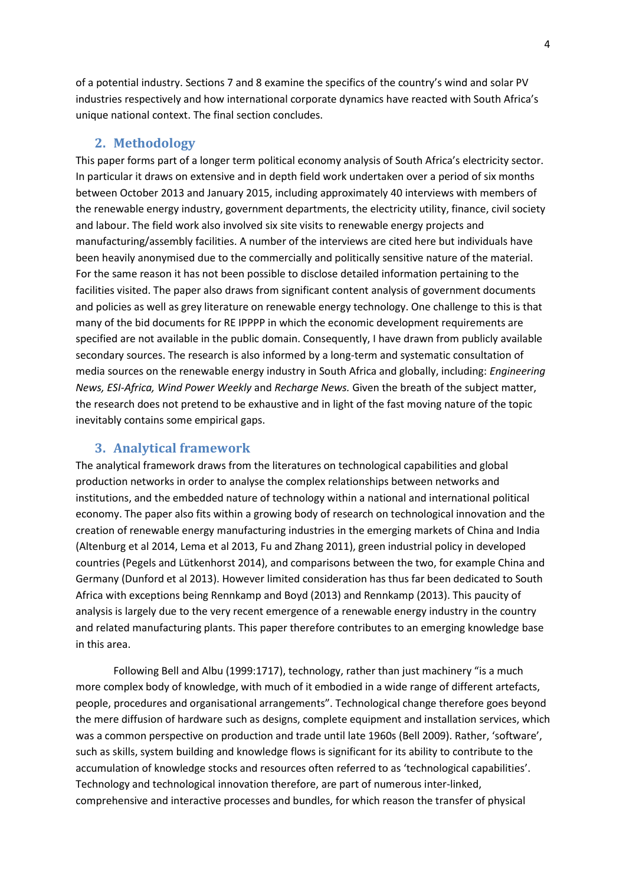of a potential industry. Sections 7 and 8 examine the specifics of the country's wind and solar PV industries respectively and how international corporate dynamics have reacted with South Africa's unique national context. The final section concludes.

## 2. Methodology

This paper forms part of a longer term political economy analysis of South Africa's electricity sector. In particular it draws on extensive and in depth field work undertaken over a period of six months between October 2013 and January 2015, including approximately 40 interviews with members of the renewable energy industry, government departments, the electricity utility, finance, civil society and labour. The field work also involved six site visits to renewable energy projects and manufacturing/assembly facilities. A number of the interviews are cited here but individuals have been heavily anonymised due to the commercially and politically sensitive nature of the material. For the same reason it has not been possible to disclose detailed information pertaining to the facilities visited. The paper also draws from significant content analysis of government documents and policies as well as grey literature on renewable energy technology. One challenge to this is that many of the bid documents for RE IPPPP in which the economic development requirements are specified are not available in the public domain. Consequently, I have drawn from publicly available secondary sources. The research is also informed by a long-term and systematic consultation of media sources on the renewable energy industry in South Africa and globally, including: *Engineering News, ESI-Africa, Wind Power Weekly* and *Recharge News.* Given the breath of the subject matter, the research does not pretend to be exhaustive and in light of the fast moving nature of the topic inevitably contains some empirical gaps.

## 3. Analytical framework

The analytical framework draws from the literatures on technological capabilities and global production networks in order to analyse the complex relationships between networks and institutions, and the embedded nature of technology within a national and international political economy. The paper also fits within a growing body of research on technological innovation and the creation of renewable energy manufacturing industries in the emerging markets of China and India (Altenburg et al 2014, Lema et al 2013, Fu and Zhang 2011), green industrial policy in developed countries (Pegels and Lütkenhorst 2014), and comparisons between the two, for example China and Germany (Dunford et al 2013). However limited consideration has thus far been dedicated to South Africa with exceptions being Rennkamp and Boyd (2013) and Rennkamp (2013). This paucity of analysis is largely due to the very recent emergence of a renewable energy industry in the country and related manufacturing plants. This paper therefore contributes to an emerging knowledge base in this area.

Following Bell and Albu (1999:1717), technology, rather than just machinery "is a much more complex body of knowledge, with much of it embodied in a wide range of different artefacts, people, procedures and organisational arrangements". Technological change therefore goes beyond the mere diffusion of hardware such as designs, complete equipment and installation services, which was a common perspective on production and trade until late 1960s (Bell 2009). Rather, 'software', such as skills, system building and knowledge flows is significant for its ability to contribute to the accumulation of knowledge stocks and resources often referred to as 'technological capabilities'. Technology and technological innovation therefore, are part of numerous inter-linked, comprehensive and interactive processes and bundles, for which reason the transfer of physical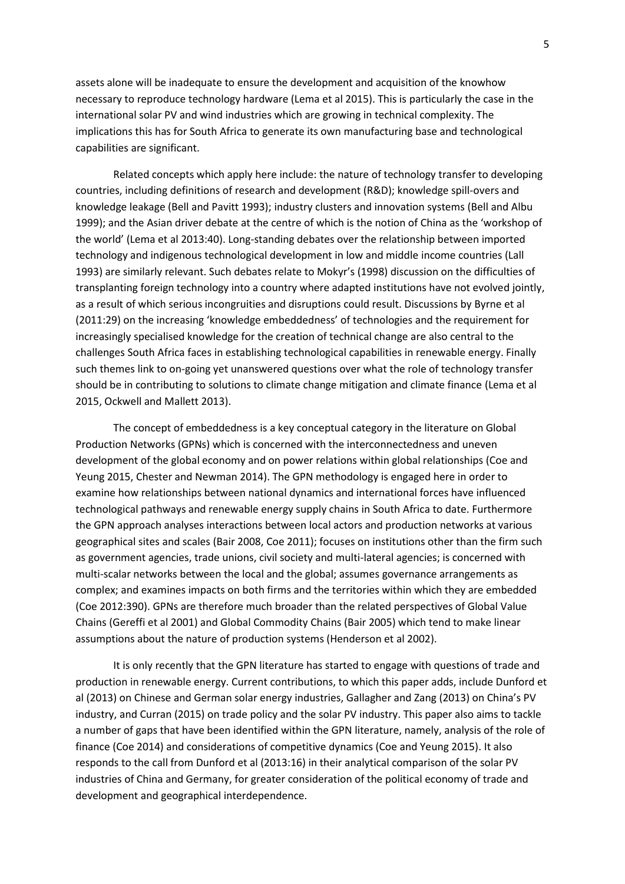assets alone will be inadequate to ensure the development and acquisition of the knowhow necessary to reproduce technology hardware (Lema et al 2015). This is particularly the case in the international solar PV and wind industries which are growing in technical complexity. The implications this has for South Africa to generate its own manufacturing base and technological capabilities are significant.

Related concepts which apply here include: the nature of technology transfer to developing countries, including definitions of research and development (R&D); knowledge spill-overs and knowledge leakage (Bell and Pavitt 1993); industry clusters and innovation systems (Bell and Albu 1999); and the Asian driver debate at the centre of which is the notion of China as the 'workshop of the world' (Lema et al 2013:40). Long-standing debates over the relationship between imported technology and indigenous technological development in low and middle income countries (Lall 1993) are similarly relevant. Such debates relate to Mokyr's (1998) discussion on the difficulties of transplanting foreign technology into a country where adapted institutions have not evolved jointly, as a result of which serious incongruities and disruptions could result. Discussions by Byrne et al (2011:29) on the increasing 'knowledge embeddedness' of technologies and the requirement for increasingly specialised knowledge for the creation of technical change are also central to the challenges South Africa faces in establishing technological capabilities in renewable energy. Finally such themes link to on-going yet unanswered questions over what the role of technology transfer should be in contributing to solutions to climate change mitigation and climate finance (Lema et al 2015, Ockwell and Mallett 2013).

The concept of embeddedness is a key conceptual category in the literature on Global Production Networks (GPNs) which is concerned with the interconnectedness and uneven development of the global economy and on power relations within global relationships (Coe and Yeung 2015, Chester and Newman 2014). The GPN methodology is engaged here in order to examine how relationships between national dynamics and international forces have influenced technological pathways and renewable energy supply chains in South Africa to date. Furthermore the GPN approach analyses interactions between local actors and production networks at various geographical sites and scales (Bair 2008, Coe 2011); focuses on institutions other than the firm such as government agencies, trade unions, civil society and multi-lateral agencies; is concerned with multi-scalar networks between the local and the global; assumes governance arrangements as complex; and examines impacts on both firms and the territories within which they are embedded (Coe 2012:390). GPNs are therefore much broader than the related perspectives of Global Value Chains (Gereffi et al 2001) and Global Commodity Chains (Bair 2005) which tend to make linear assumptions about the nature of production systems (Henderson et al 2002).

It is only recently that the GPN literature has started to engage with questions of trade and production in renewable energy. Current contributions, to which this paper adds, include Dunford et al (2013) on Chinese and German solar energy industries, Gallagher and Zang (2013) on China's PV industry, and Curran (2015) on trade policy and the solar PV industry. This paper also aims to tackle a number of gaps that have been identified within the GPN literature, namely, analysis of the role of finance (Coe 2014) and considerations of competitive dynamics (Coe and Yeung 2015). It also responds to the call from Dunford et al (2013:16) in their analytical comparison of the solar PV industries of China and Germany, for greater consideration of the political economy of trade and development and geographical interdependence.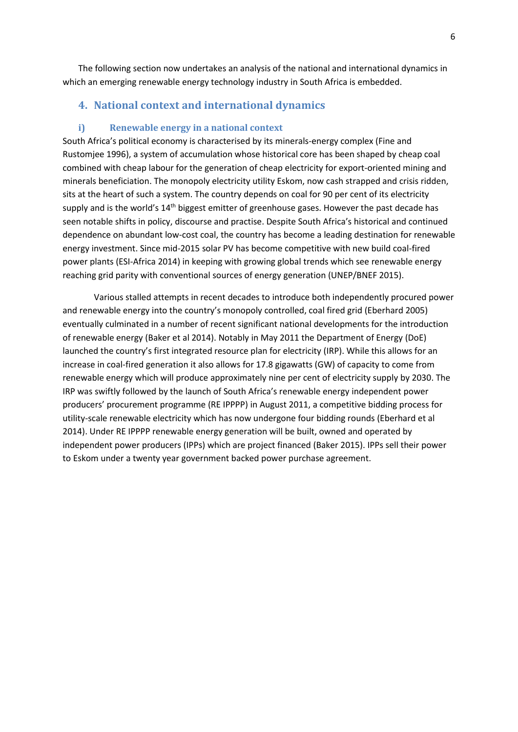The following section now undertakes an analysis of the national and international dynamics in which an emerging renewable energy technology industry in South Africa is embedded.

## 4. National context and international dynamics

### i) Renewable energy in a national context

South Africa's political economy is characterised by its minerals-energy complex (Fine and Rustomjee 1996), a system of accumulation whose historical core has been shaped by cheap coal combined with cheap labour for the generation of cheap electricity for export-oriented mining and minerals beneficiation. The monopoly electricity utility Eskom, now cash strapped and crisis ridden, sits at the heart of such a system. The country depends on coal for 90 per cent of its electricity supply and is the world's 14th biggest emitter of greenhouse gases. However the past decade has seen notable shifts in policy, discourse and practise. Despite South Africa's historical and continued dependence on abundant low-cost coal, the country has become a leading destination for renewable energy investment. Since mid-2015 solar PV has become competitive with new build coal-fired power plants (ESI-Africa 2014) in keeping with growing global trends which see renewable energy reaching grid parity with conventional sources of energy generation (UNEP/BNEF 2015).

Various stalled attempts in recent decades to introduce both independently procured power and renewable energy into the country's monopoly controlled, coal fired grid (Eberhard 2005) eventually culminated in a number of recent significant national developments for the introduction of renewable energy (Baker et al 2014). Notably in May 2011 the Department of Energy (DoE) launched the country's first integrated resource plan for electricity (IRP). While this allows for an increase in coal-fired generation it also allows for 17.8 gigawatts (GW) of capacity to come from renewable energy which will produce approximately nine per cent of electricity supply by 2030. The IRP was swiftly followed by the launch of South Africa's renewable energy independent power producers' procurement programme (RE IPPPP) in August 2011, a competitive bidding process for utility-scale renewable electricity which has now undergone four bidding rounds (Eberhard et al 2014). Under RE IPPPP renewable energy generation will be built, owned and operated by independent power producers (IPPs) which are project financed (Baker 2015). IPPs sell their power to Eskom under a twenty year government backed power purchase agreement.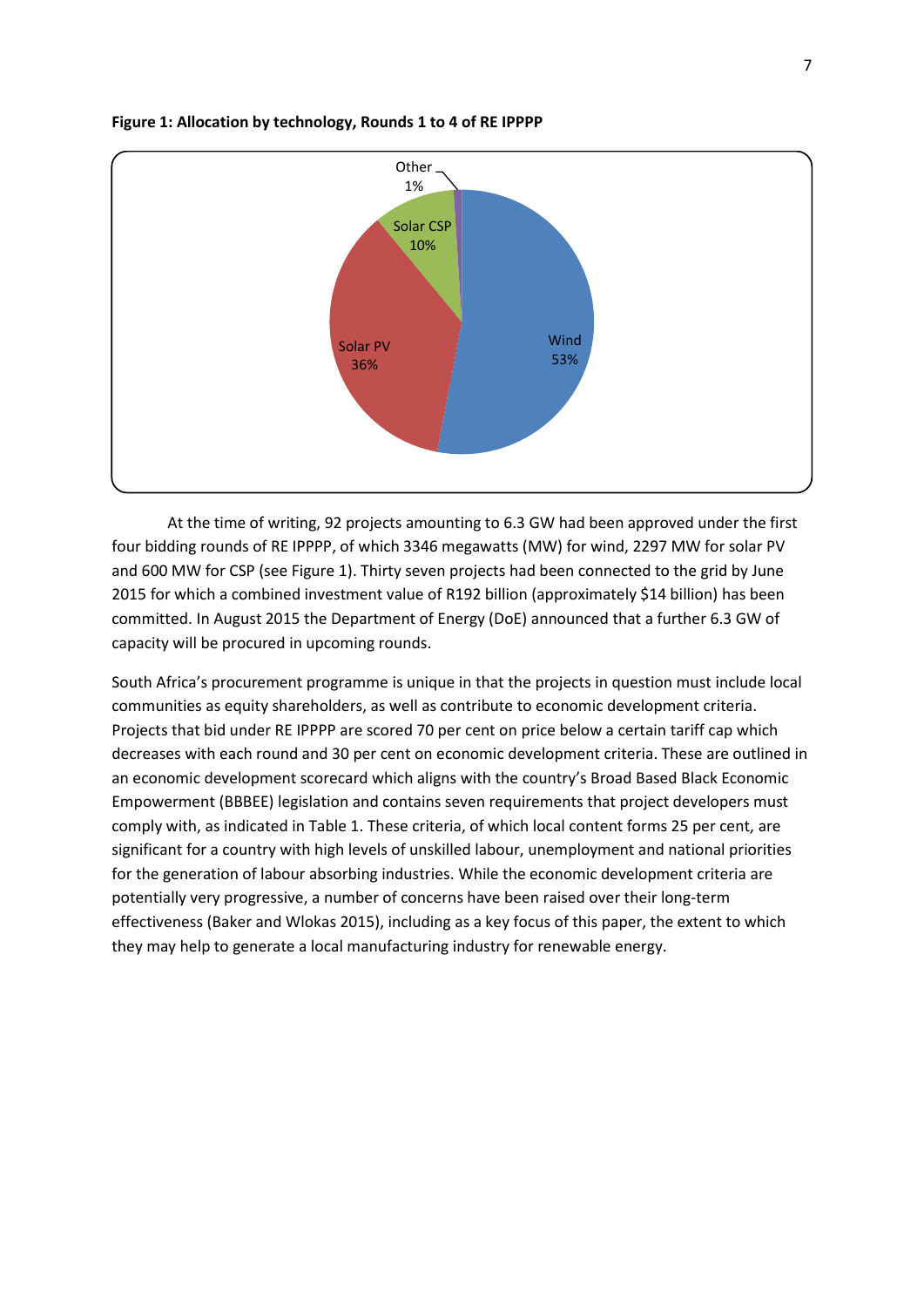**Figure 1: Allocation by technology, Rounds 1 to 4 of RE IPPPP**

At the time of writing, 92 projects amounting to 6.3 GW had been approved under the first four bidding rounds of RE IPPPP, of which 3346 megawatts (MW) for wind, 2297 MW for solar PV and 600 MW for CSP (see Figure 1). Thirty seven projects had been connected to the grid by June 2015 for which a combined investment value of R192 billion (approximately $14 billion) has been committed. In August 2015 the Department of Energy (DoE) announced that a further 6.3 GW of capacity will be procured in upcoming rounds.

South Africa's procurement programme is unique in that the projects in question must include local communities as equity shareholders, as well as contribute to economic development criteria. Projects that bid under RE IPPPP are scored 70 per cent on price below a certain tariff cap which decreases with each round and 30 per cent on economic development criteria. These are outlined in an economic development scorecard which aligns with the country's Broad Based Black Economic Empowerment (BBBEE) legislation and contains seven requirements that project developers must comply with, as indicated in Table 1. These criteria, of which local content forms 25 per cent, are significant for a country with high levels of unskilled labour, unemployment and national priorities for the generation of labour absorbing industries. While the economic development criteria are potentially very progressive, a number of concerns have been raised over their long-term effectiveness (Baker and Wlokas 2015), including as a key focus of this paper, the extent to which they may help to generate a local manufacturing industry for renewable energy.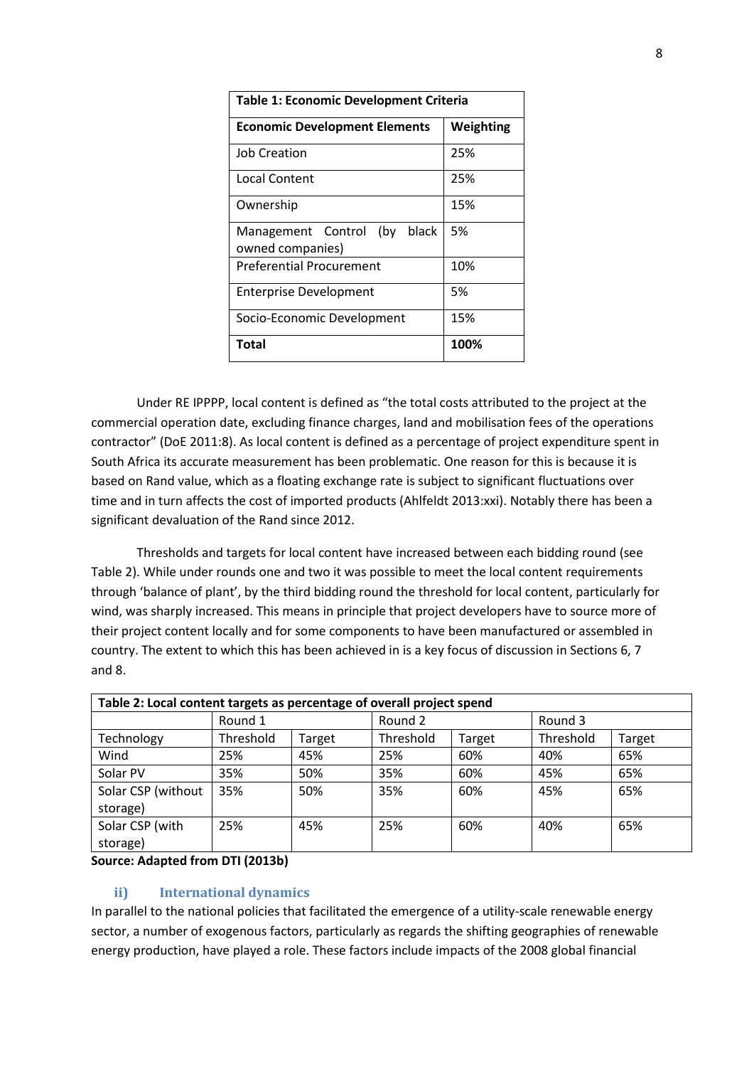| Table 1: Economic Development Criteria | |
|---|---|
| **Economic Development Elements** | **Weighting** |
| Job Creation | 25% |
| Local Content | 25% |
| Ownership | 15% |
| Management Control (by black owned companies) | 5% |
| Preferential Procurement | 10% |
| Enterprise Development | 5% |
| Socio-Economic Development | 15% |
| **Total** | **100%** |

Under RE IPPPP, local content is defined as "the total costs attributed to the project at the commercial operation date, excluding finance charges, land and mobilisation fees of the operations contractor" (DoE 2011:8). As local content is defined as a percentage of project expenditure spent in South Africa its accurate measurement has been problematic. One reason for this is because it is based on Rand value, which as a floating exchange rate is subject to significant fluctuations over time and in turn affects the cost of imported products (Ahlfeldt 2013:xxi). Notably there has been a significant devaluation of the Rand since 2012.

Thresholds and targets for local content have increased between each bidding round (see Table 2). While under rounds one and two it was possible to meet the local content requirements through 'balance of plant', by the third bidding round the threshold for local content, particularly for wind, was sharply increased. This means in principle that project developers have to source more of their project content locally and for some components to have been manufactured or assembled in country. The extent to which this has been achieved in is a key focus of discussion in Sections 6, 7 and 8.

| **Table 2: Local content targets as percentage of overall project spend** | | | | | | |
|---|---|---|---|---|---|---|
| | Round 1 | | Round 2 | | Round 3 | |
| Technology | Threshold | Target | Threshold | Target | Threshold | Target |
| Wind | 25% | 45% | 25% | 60% | 40% | 65% |
| Solar PV | 35% | 50% | 35% | 60% | 45% | 65% |
| Solar CSP (without storage) | 35% | 50% | 35% | 60% | 45% | 65% |
| Solar CSP (with storage) | 25% | 45% | 25% | 60% | 40% | 65% |

**Source: Adapted from DTI (2013b)**

### ii) International dynamics

In parallel to the national policies that facilitated the emergence of a utility-scale renewable energy sector, a number of exogenous factors, particularly as regards the shifting geographies of renewable energy production, have played a role. These factors include impacts of the 2008 global financial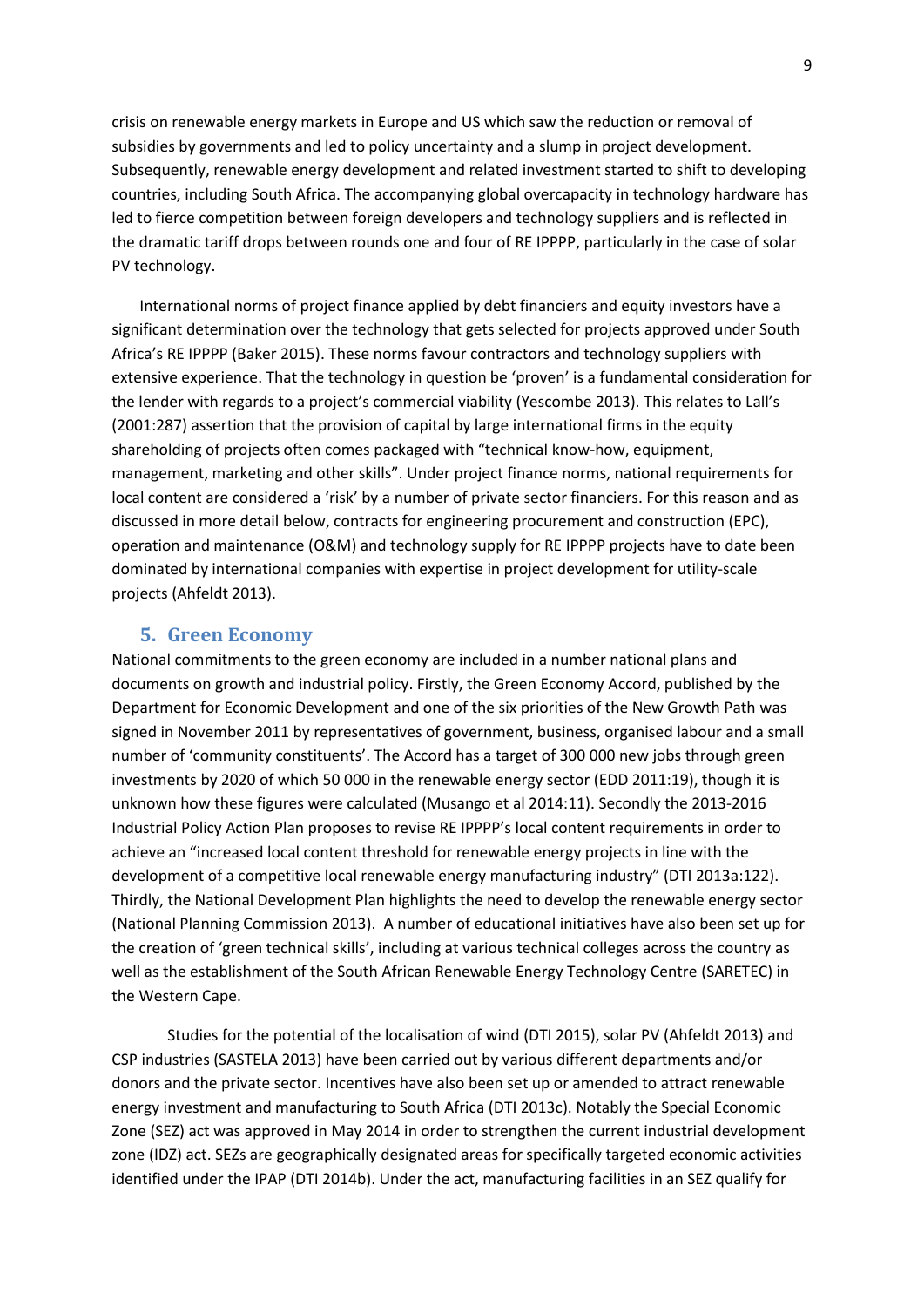crisis on renewable energy markets in Europe and US which saw the reduction or removal of subsidies by governments and led to policy uncertainty and a slump in project development. Subsequently, renewable energy development and related investment started to shift to developing countries, including South Africa. The accompanying global overcapacity in technology hardware has led to fierce competition between foreign developers and technology suppliers and is reflected in the dramatic tariff drops between rounds one and four of RE IPPPP, particularly in the case of solar PV technology.

International norms of project finance applied by debt financiers and equity investors have a significant determination over the technology that gets selected for projects approved under South Africa's RE IPPPP (Baker 2015). These norms favour contractors and technology suppliers with extensive experience. That the technology in question be 'proven' is a fundamental consideration for the lender with regards to a project's commercial viability (Yescombe 2013). This relates to Lall's (2001:287) assertion that the provision of capital by large international firms in the equity shareholding of projects often comes packaged with "technical know-how, equipment, management, marketing and other skills". Under project finance norms, national requirements for local content are considered a 'risk' by a number of private sector financiers. For this reason and as discussed in more detail below, contracts for engineering procurement and construction (EPC), operation and maintenance (O&M) and technology supply for RE IPPPP projects have to date been dominated by international companies with expertise in project development for utility-scale projects (Ahfeldt 2013).

## 5. Green Economy

National commitments to the green economy are included in a number national plans and documents on growth and industrial policy. Firstly, the Green Economy Accord, published by the Department for Economic Development and one of the six priorities of the New Growth Path was signed in November 2011 by representatives of government, business, organised labour and a small number of 'community constituents'. The Accord has a target of 300 000 new jobs through green investments by 2020 of which 50 000 in the renewable energy sector (EDD 2011:19), though it is unknown how these figures were calculated (Musango et al 2014:11). Secondly the 2013-2016 Industrial Policy Action Plan proposes to revise RE IPPPP's local content requirements in order to achieve an "increased local content threshold for renewable energy projects in line with the development of a competitive local renewable energy manufacturing industry" (DTI 2013a:122). Thirdly, the National Development Plan highlights the need to develop the renewable energy sector (National Planning Commission 2013). A number of educational initiatives have also been set up for the creation of 'green technical skills', including at various technical colleges across the country as well as the establishment of the South African Renewable Energy Technology Centre (SARETEC) in the Western Cape.

Studies for the potential of the localisation of wind (DTI 2015), solar PV (Ahfeldt 2013) and CSP industries (SASTELA 2013) have been carried out by various different departments and/or donors and the private sector. Incentives have also been set up or amended to attract renewable energy investment and manufacturing to South Africa (DTI 2013c). Notably the Special Economic Zone (SEZ) act was approved in May 2014 in order to strengthen the current industrial development zone (IDZ) act. SEZs are geographically designated areas for specifically targeted economic activities identified under the IPAP (DTI 2014b). Under the act, manufacturing facilities in an SEZ qualify for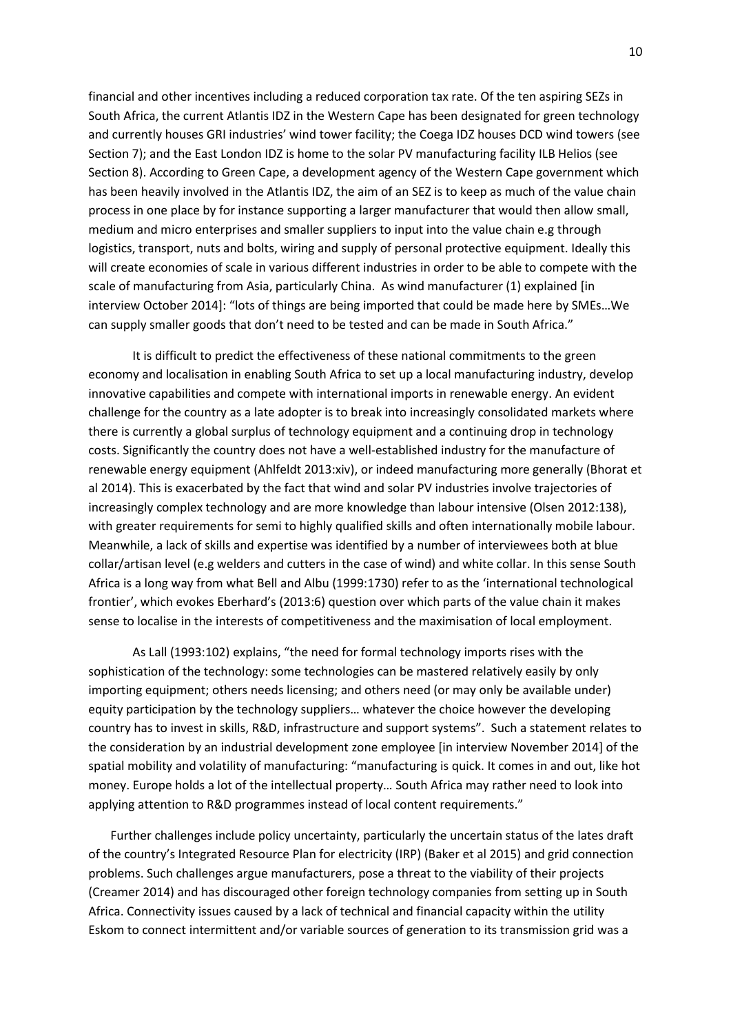financial and other incentives including a reduced corporation tax rate. Of the ten aspiring SEZs in South Africa, the current Atlantis IDZ in the Western Cape has been designated for green technology and currently houses GRI industries' wind tower facility; the Coega IDZ houses DCD wind towers (see Section 7); and the East London IDZ is home to the solar PV manufacturing facility ILB Helios (see Section 8). According to Green Cape, a development agency of the Western Cape government which has been heavily involved in the Atlantis IDZ, the aim of an SEZ is to keep as much of the value chain process in one place by for instance supporting a larger manufacturer that would then allow small, medium and micro enterprises and smaller suppliers to input into the value chain e.g through logistics, transport, nuts and bolts, wiring and supply of personal protective equipment. Ideally this will create economies of scale in various different industries in order to be able to compete with the scale of manufacturing from Asia, particularly China. As wind manufacturer (1) explained [in interview October 2014]: "lots of things are being imported that could be made here by SMEs…We can supply smaller goods that don't need to be tested and can be made in South Africa."

It is difficult to predict the effectiveness of these national commitments to the green economy and localisation in enabling South Africa to set up a local manufacturing industry, develop innovative capabilities and compete with international imports in renewable energy. An evident challenge for the country as a late adopter is to break into increasingly consolidated markets where there is currently a global surplus of technology equipment and a continuing drop in technology costs. Significantly the country does not have a well-established industry for the manufacture of renewable energy equipment (Ahlfeldt 2013:xiv), or indeed manufacturing more generally (Bhorat et al 2014). This is exacerbated by the fact that wind and solar PV industries involve trajectories of increasingly complex technology and are more knowledge than labour intensive (Olsen 2012:138), with greater requirements for semi to highly qualified skills and often internationally mobile labour. Meanwhile, a lack of skills and expertise was identified by a number of interviewees both at blue collar/artisan level (e.g welders and cutters in the case of wind) and white collar. In this sense South Africa is a long way from what Bell and Albu (1999:1730) refer to as the 'international technological frontier', which evokes Eberhard's (2013:6) question over which parts of the value chain it makes sense to localise in the interests of competitiveness and the maximisation of local employment.

As Lall (1993:102) explains, "the need for formal technology imports rises with the sophistication of the technology: some technologies can be mastered relatively easily by only importing equipment; others needs licensing; and others need (or may only be available under) equity participation by the technology suppliers… whatever the choice however the developing country has to invest in skills, R&D, infrastructure and support systems". Such a statement relates to the consideration by an industrial development zone employee [in interview November 2014] of the spatial mobility and volatility of manufacturing: "manufacturing is quick. It comes in and out, like hot money. Europe holds a lot of the intellectual property… South Africa may rather need to look into applying attention to R&D programmes instead of local content requirements."

Further challenges include policy uncertainty, particularly the uncertain status of the lates draft of the country's Integrated Resource Plan for electricity (IRP) (Baker et al 2015) and grid connection problems. Such challenges argue manufacturers, pose a threat to the viability of their projects (Creamer 2014) and has discouraged other foreign technology companies from setting up in South Africa. Connectivity issues caused by a lack of technical and financial capacity within the utility Eskom to connect intermittent and/or variable sources of generation to its transmission grid was a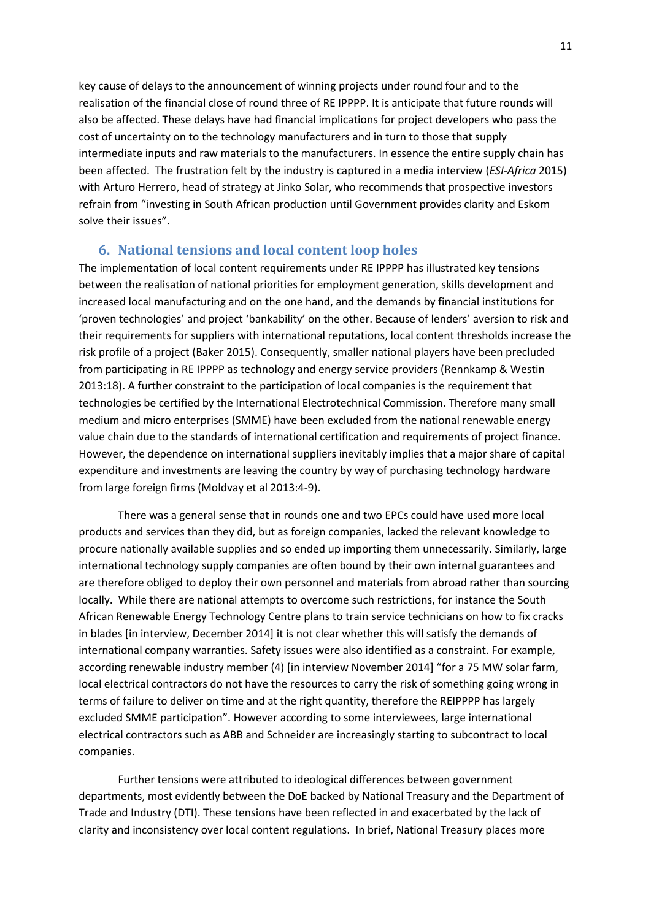key cause of delays to the announcement of winning projects under round four and to the realisation of the financial close of round three of RE IPPPP. It is anticipate that future rounds will also be affected. These delays have had financial implications for project developers who pass the cost of uncertainty on to the technology manufacturers and in turn to those that supply intermediate inputs and raw materials to the manufacturers. In essence the entire supply chain has been affected. The frustration felt by the industry is captured in a media interview (*ESI-Africa* 2015) with Arturo Herrero, head of strategy at Jinko Solar, who recommends that prospective investors refrain from "investing in South African production until Government provides clarity and Eskom solve their issues".

## 6. National tensions and local content loop holes

The implementation of local content requirements under RE IPPPP has illustrated key tensions between the realisation of national priorities for employment generation, skills development and increased local manufacturing and on the one hand, and the demands by financial institutions for 'proven technologies' and project 'bankability' on the other. Because of lenders' aversion to risk and their requirements for suppliers with international reputations, local content thresholds increase the risk profile of a project (Baker 2015). Consequently, smaller national players have been precluded from participating in RE IPPPP as technology and energy service providers (Rennkamp & Westin 2013:18). A further constraint to the participation of local companies is the requirement that technologies be certified by the International Electrotechnical Commission. Therefore many small medium and micro enterprises (SMME) have been excluded from the national renewable energy value chain due to the standards of international certification and requirements of project finance. However, the dependence on international suppliers inevitably implies that a major share of capital expenditure and investments are leaving the country by way of purchasing technology hardware from large foreign firms (Moldvay et al 2013:4-9).

There was a general sense that in rounds one and two EPCs could have used more local products and services than they did, but as foreign companies, lacked the relevant knowledge to procure nationally available supplies and so ended up importing them unnecessarily. Similarly, large international technology supply companies are often bound by their own internal guarantees and are therefore obliged to deploy their own personnel and materials from abroad rather than sourcing locally. While there are national attempts to overcome such restrictions, for instance the South African Renewable Energy Technology Centre plans to train service technicians on how to fix cracks in blades [in interview, December 2014] it is not clear whether this will satisfy the demands of international company warranties. Safety issues were also identified as a constraint. For example, according renewable industry member (4) [in interview November 2014] "for a 75 MW solar farm, local electrical contractors do not have the resources to carry the risk of something going wrong in terms of failure to deliver on time and at the right quantity, therefore the REIPPPP has largely excluded SMME participation". However according to some interviewees, large international electrical contractors such as ABB and Schneider are increasingly starting to subcontract to local companies.

Further tensions were attributed to ideological differences between government departments, most evidently between the DoE backed by National Treasury and the Department of Trade and Industry (DTI). These tensions have been reflected in and exacerbated by the lack of clarity and inconsistency over local content regulations. In brief, National Treasury places more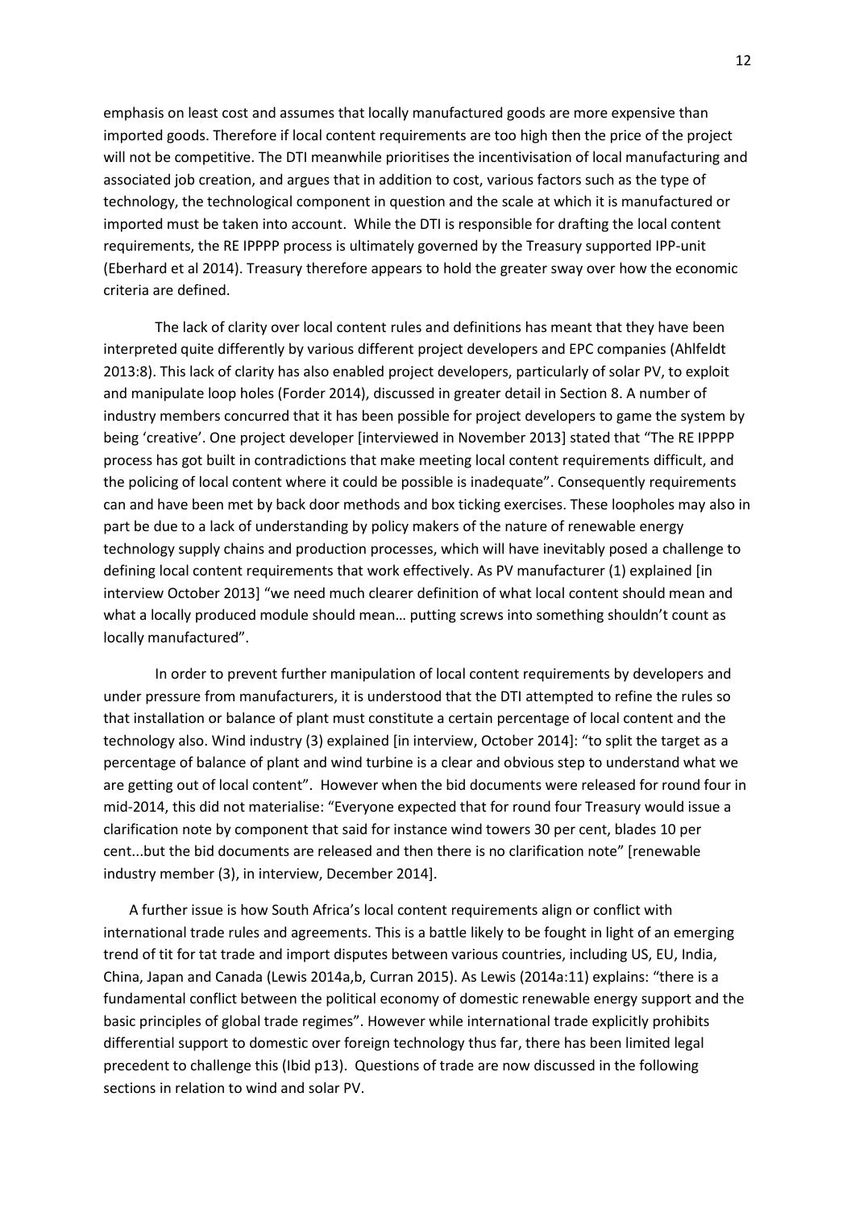emphasis on least cost and assumes that locally manufactured goods are more expensive than imported goods. Therefore if local content requirements are too high then the price of the project will not be competitive. The DTI meanwhile prioritises the incentivisation of local manufacturing and associated job creation, and argues that in addition to cost, various factors such as the type of technology, the technological component in question and the scale at which it is manufactured or imported must be taken into account. While the DTI is responsible for drafting the local content requirements, the RE IPPPP process is ultimately governed by the Treasury supported IPP-unit (Eberhard et al 2014). Treasury therefore appears to hold the greater sway over how the economic criteria are defined.

The lack of clarity over local content rules and definitions has meant that they have been interpreted quite differently by various different project developers and EPC companies (Ahlfeldt 2013:8). This lack of clarity has also enabled project developers, particularly of solar PV, to exploit and manipulate loop holes (Forder 2014), discussed in greater detail in Section 8. A number of industry members concurred that it has been possible for project developers to game the system by being 'creative'. One project developer [interviewed in November 2013] stated that "The RE IPPPP process has got built in contradictions that make meeting local content requirements difficult, and the policing of local content where it could be possible is inadequate". Consequently requirements can and have been met by back door methods and box ticking exercises. These loopholes may also in part be due to a lack of understanding by policy makers of the nature of renewable energy technology supply chains and production processes, which will have inevitably posed a challenge to defining local content requirements that work effectively. As PV manufacturer (1) explained [in interview October 2013] "we need much clearer definition of what local content should mean and what a locally produced module should mean… putting screws into something shouldn't count as locally manufactured".

In order to prevent further manipulation of local content requirements by developers and under pressure from manufacturers, it is understood that the DTI attempted to refine the rules so that installation or balance of plant must constitute a certain percentage of local content and the technology also. Wind industry (3) explained [in interview, October 2014]: "to split the target as a percentage of balance of plant and wind turbine is a clear and obvious step to understand what we are getting out of local content". However when the bid documents were released for round four in mid-2014, this did not materialise: "Everyone expected that for round four Treasury would issue a clarification note by component that said for instance wind towers 30 per cent, blades 10 per cent...but the bid documents are released and then there is no clarification note" [renewable industry member (3), in interview, December 2014].

A further issue is how South Africa's local content requirements align or conflict with international trade rules and agreements. This is a battle likely to be fought in light of an emerging trend of tit for tat trade and import disputes between various countries, including US, EU, India, China, Japan and Canada (Lewis 2014a,b, Curran 2015). As Lewis (2014a:11) explains: "there is a fundamental conflict between the political economy of domestic renewable energy support and the basic principles of global trade regimes". However while international trade explicitly prohibits differential support to domestic over foreign technology thus far, there has been limited legal precedent to challenge this (Ibid p13). Questions of trade are now discussed in the following sections in relation to wind and solar PV.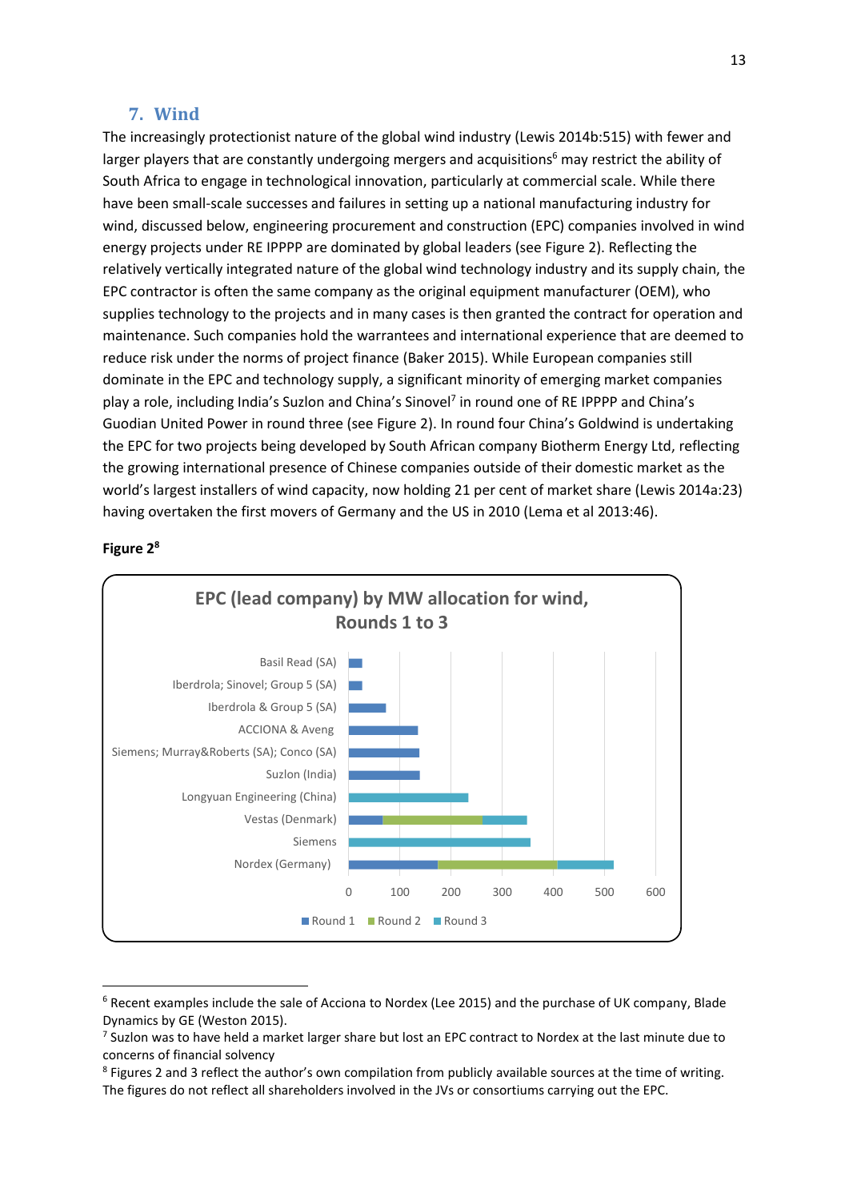## 7. Wind

The increasingly protectionist nature of the global wind industry (Lewis 2014b:515) with fewer and larger players that are constantly undergoing mergers and acquisitions[6] may restrict the ability of South Africa to engage in technological innovation, particularly at commercial scale. While there have been small-scale successes and failures in setting up a national manufacturing industry for wind, discussed below, engineering procurement and construction (EPC) companies involved in wind energy projects under RE IPPPP are dominated by global leaders (see Figure 2). Reflecting the relatively vertically integrated nature of the global wind technology industry and its supply chain, the EPC contractor is often the same company as the original equipment manufacturer (OEM), who supplies technology to the projects and in many cases is then granted the contract for operation and maintenance. Such companies hold the warrantees and international experience that are deemed to reduce risk under the norms of project finance (Baker 2015). While European companies still dominate in the EPC and technology supply, a significant minority of emerging market companies play a role, including India's Suzlon and China's Sinovel[7] in round one of RE IPPPP and China's Guodian United Power in round three (see Figure 2). In round four China's Goldwind is undertaking the EPC for two projects being developed by South African company Biotherm Energy Ltd, reflecting the growing international presence of Chinese companies outside of their domestic market as the world's largest installers of wind capacity, now holding 21 per cent of market share (Lewis 2014a:23) having overtaken the first movers of Germany and the US in 2010 (Lema et al 2013:46).

**Figure 2[8]**

EPC (lead company) by MW allocation for wind, Rounds 1 to 3

| EPC (lead company) | Round 1 | Round 2 | Round 3 |
|---|---|---|---|
| Basil Read (SA) | ~27 | | |
| Iberdrola; Sinovel; Group 5 (SA) | ~27 | | |
| Iberdrola & Group 5 (SA) | ~73 | | |
| ACCIONA & Aveng | ~135 | | |
| Siemens; Murray&Roberts (SA); Conco (SA) | ~138 | | |
| Suzlon (India) | ~139 | | |
| Longyuan Engineering (China) | | | ~235 |
| Vestas (Denmark) | ~67 | ~195 | ~87 |
| Siemens | | | ~356 |
| Nordex (Germany) | ~175 | ~235 | ~108 |

---

[6] Recent examples include the sale of Acciona to Nordex (Lee 2015) and the purchase of UK company, Blade Dynamics by GE (Weston 2015).

[7] Suzlon was to have held a market larger share but lost an EPC contract to Nordex at the last minute due to concerns of financial solvency

[8] Figures 2 and 3 reflect the author's own compilation from publicly available sources at the time of writing. The figures do not reflect all shareholders involved in the JVs or consortiums carrying out the EPC.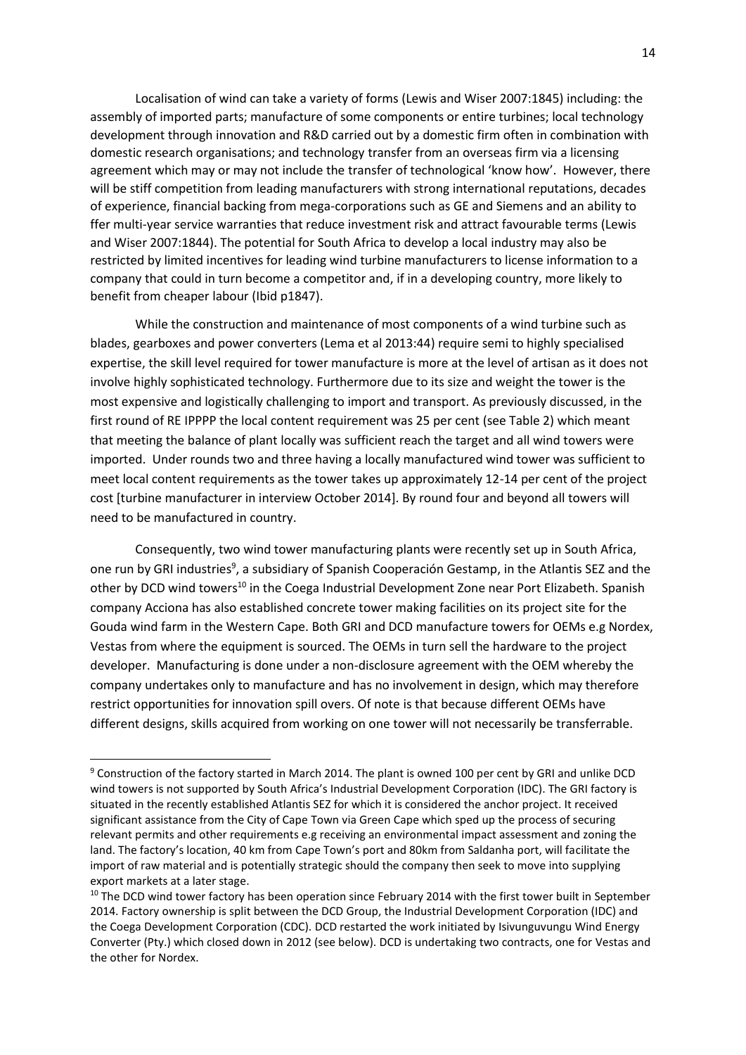Localisation of wind can take a variety of forms (Lewis and Wiser 2007:1845) including: the assembly of imported parts; manufacture of some components or entire turbines; local technology development through innovation and R&D carried out by a domestic firm often in combination with domestic research organisations; and technology transfer from an overseas firm via a licensing agreement which may or may not include the transfer of technological 'know how'. However, there will be stiff competition from leading manufacturers with strong international reputations, decades of experience, financial backing from mega-corporations such as GE and Siemens and an ability to ffer multi-year service warranties that reduce investment risk and attract favourable terms (Lewis and Wiser 2007:1844). The potential for South Africa to develop a local industry may also be restricted by limited incentives for leading wind turbine manufacturers to license information to a company that could in turn become a competitor and, if in a developing country, more likely to benefit from cheaper labour (Ibid p1847).

While the construction and maintenance of most components of a wind turbine such as blades, gearboxes and power converters (Lema et al 2013:44) require semi to highly specialised expertise, the skill level required for tower manufacture is more at the level of artisan as it does not involve highly sophisticated technology. Furthermore due to its size and weight the tower is the most expensive and logistically challenging to import and transport. As previously discussed, in the first round of RE IPPPP the local content requirement was 25 per cent (see Table 2) which meant that meeting the balance of plant locally was sufficient reach the target and all wind towers were imported. Under rounds two and three having a locally manufactured wind tower was sufficient to meet local content requirements as the tower takes up approximately 12-14 per cent of the project cost [turbine manufacturer in interview October 2014]. By round four and beyond all towers will need to be manufactured in country.

Consequently, two wind tower manufacturing plants were recently set up in South Africa, one run by GRI industries[9], a subsidiary of Spanish Cooperación Gestamp, in the Atlantis SEZ and the other by DCD wind towers[10] in the Coega Industrial Development Zone near Port Elizabeth. Spanish company Acciona has also established concrete tower making facilities on its project site for the Gouda wind farm in the Western Cape. Both GRI and DCD manufacture towers for OEMs e.g Nordex, Vestas from where the equipment is sourced. The OEMs in turn sell the hardware to the project developer. Manufacturing is done under a non-disclosure agreement with the OEM whereby the company undertakes only to manufacture and has no involvement in design, which may therefore restrict opportunities for innovation spill overs. Of note is that because different OEMs have different designs, skills acquired from working on one tower will not necessarily be transferrable.

---

[9] Construction of the factory started in March 2014. The plant is owned 100 per cent by GRI and unlike DCD wind towers is not supported by South Africa's Industrial Development Corporation (IDC). The GRI factory is situated in the recently established Atlantis SEZ for which it is considered the anchor project. It received significant assistance from the City of Cape Town via Green Cape which sped up the process of securing relevant permits and other requirements e.g receiving an environmental impact assessment and zoning the land. The factory's location, 40 km from Cape Town's port and 80km from Saldanha port, will facilitate the import of raw material and is potentially strategic should the company then seek to move into supplying export markets at a later stage.

[10] The DCD wind tower factory has been operation since February 2014 with the first tower built in September 2014. Factory ownership is split between the DCD Group, the Industrial Development Corporation (IDC) and the Coega Development Corporation (CDC). DCD restarted the work initiated by Isivunguvungu Wind Energy Converter (Pty.) which closed down in 2012 (see below). DCD is undertaking two contracts, one for Vestas and the other for Nordex.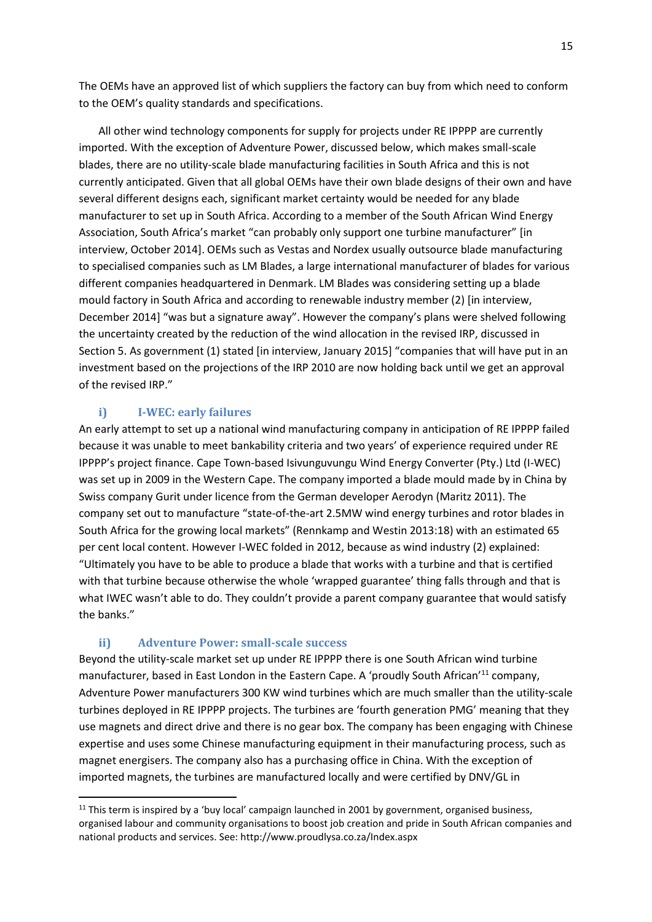The OEMs have an approved list of which suppliers the factory can buy from which need to conform to the OEM's quality standards and specifications.

All other wind technology components for supply for projects under RE IPPPP are currently imported. With the exception of Adventure Power, discussed below, which makes small-scale blades, there are no utility-scale blade manufacturing facilities in South Africa and this is not currently anticipated. Given that all global OEMs have their own blade designs of their own and have several different designs each, significant market certainty would be needed for any blade manufacturer to set up in South Africa. According to a member of the South African Wind Energy Association, South Africa's market "can probably only support one turbine manufacturer" [in interview, October 2014]. OEMs such as Vestas and Nordex usually outsource blade manufacturing to specialised companies such as LM Blades, a large international manufacturer of blades for various different companies headquartered in Denmark. LM Blades was considering setting up a blade mould factory in South Africa and according to renewable industry member (2) [in interview, December 2014] "was but a signature away". However the company's plans were shelved following the uncertainty created by the reduction of the wind allocation in the revised IRP, discussed in Section 5. As government (1) stated [in interview, January 2015] "companies that will have put in an investment based on the projections of the IRP 2010 are now holding back until we get an approval of the revised IRP."

### i) I-WEC: early failures

An early attempt to set up a national wind manufacturing company in anticipation of RE IPPPP failed because it was unable to meet bankability criteria and two years' of experience required under RE IPPPP's project finance. Cape Town-based Isivunguvungu Wind Energy Converter (Pty.) Ltd (I-WEC) was set up in 2009 in the Western Cape. The company imported a blade mould made by in China by Swiss company Gurit under licence from the German developer Aerodyn (Maritz 2011). The company set out to manufacture "state-of-the-art 2.5MW wind energy turbines and rotor blades in South Africa for the growing local markets" (Rennkamp and Westin 2013:18) with an estimated 65 per cent local content. However I-WEC folded in 2012, because as wind industry (2) explained: "Ultimately you have to be able to produce a blade that works with a turbine and that is certified with that turbine because otherwise the whole 'wrapped guarantee' thing falls through and that is what IWEC wasn't able to do. They couldn't provide a parent company guarantee that would satisfy the banks."

### ii) Adventure Power: small-scale success

Beyond the utility-scale market set up under RE IPPPP there is one South African wind turbine manufacturer, based in East London in the Eastern Cape. A 'proudly South African'[11] company, Adventure Power manufacturers 300 KW wind turbines which are much smaller than the utility-scale turbines deployed in RE IPPPP projects. The turbines are 'fourth generation PMG' meaning that they use magnets and direct drive and there is no gear box. The company has been engaging with Chinese expertise and uses some Chinese manufacturing equipment in their manufacturing process, such as magnet energisers. The company also has a purchasing office in China. With the exception of imported magnets, the turbines are manufactured locally and were certified by DNV/GL in

[11] This term is inspired by a 'buy local' campaign launched in 2001 by government, organised business, organised labour and community organisations to boost job creation and pride in South African companies and national products and services. See: http://www.proudlysa.co.za/Index.aspx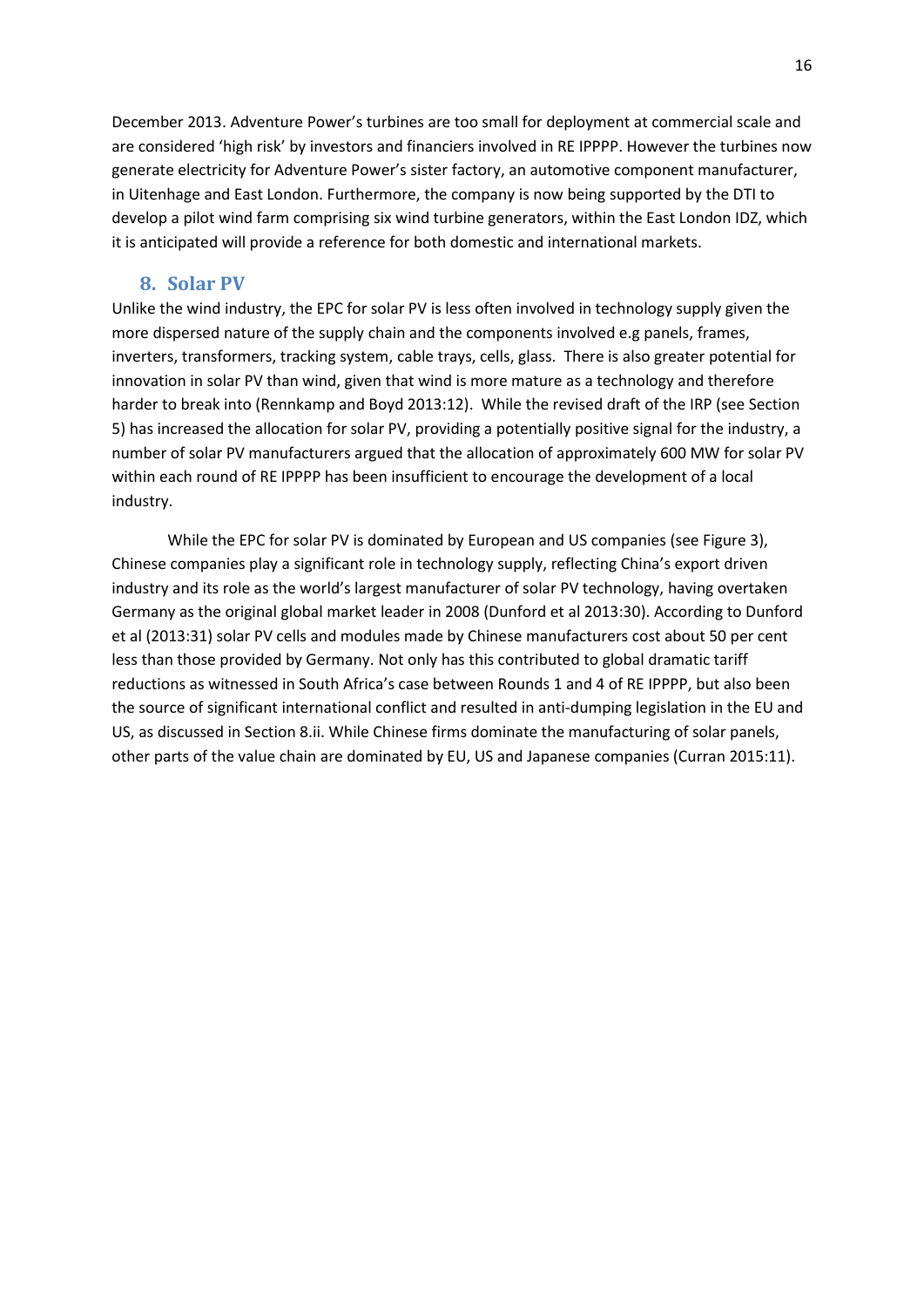December 2013. Adventure Power's turbines are too small for deployment at commercial scale and are considered 'high risk' by investors and financiers involved in RE IPPPP. However the turbines now generate electricity for Adventure Power's sister factory, an automotive component manufacturer, in Uitenhage and East London. Furthermore, the company is now being supported by the DTI to develop a pilot wind farm comprising six wind turbine generators, within the East London IDZ, which it is anticipated will provide a reference for both domestic and international markets.

## 8. Solar PV

Unlike the wind industry, the EPC for solar PV is less often involved in technology supply given the more dispersed nature of the supply chain and the components involved e.g panels, frames, inverters, transformers, tracking system, cable trays, cells, glass. There is also greater potential for innovation in solar PV than wind, given that wind is more mature as a technology and therefore harder to break into (Rennkamp and Boyd 2013:12). While the revised draft of the IRP (see Section 5) has increased the allocation for solar PV, providing a potentially positive signal for the industry, a number of solar PV manufacturers argued that the allocation of approximately 600 MW for solar PV within each round of RE IPPPP has been insufficient to encourage the development of a local industry.

While the EPC for solar PV is dominated by European and US companies (see Figure 3), Chinese companies play a significant role in technology supply, reflecting China's export driven industry and its role as the world's largest manufacturer of solar PV technology, having overtaken Germany as the original global market leader in 2008 (Dunford et al 2013:30). According to Dunford et al (2013:31) solar PV cells and modules made by Chinese manufacturers cost about 50 per cent less than those provided by Germany. Not only has this contributed to global dramatic tariff reductions as witnessed in South Africa's case between Rounds 1 and 4 of RE IPPPP, but also been the source of significant international conflict and resulted in anti-dumping legislation in the EU and US, as discussed in Section 8.ii. While Chinese firms dominate the manufacturing of solar panels, other parts of the value chain are dominated by EU, US and Japanese companies (Curran 2015:11).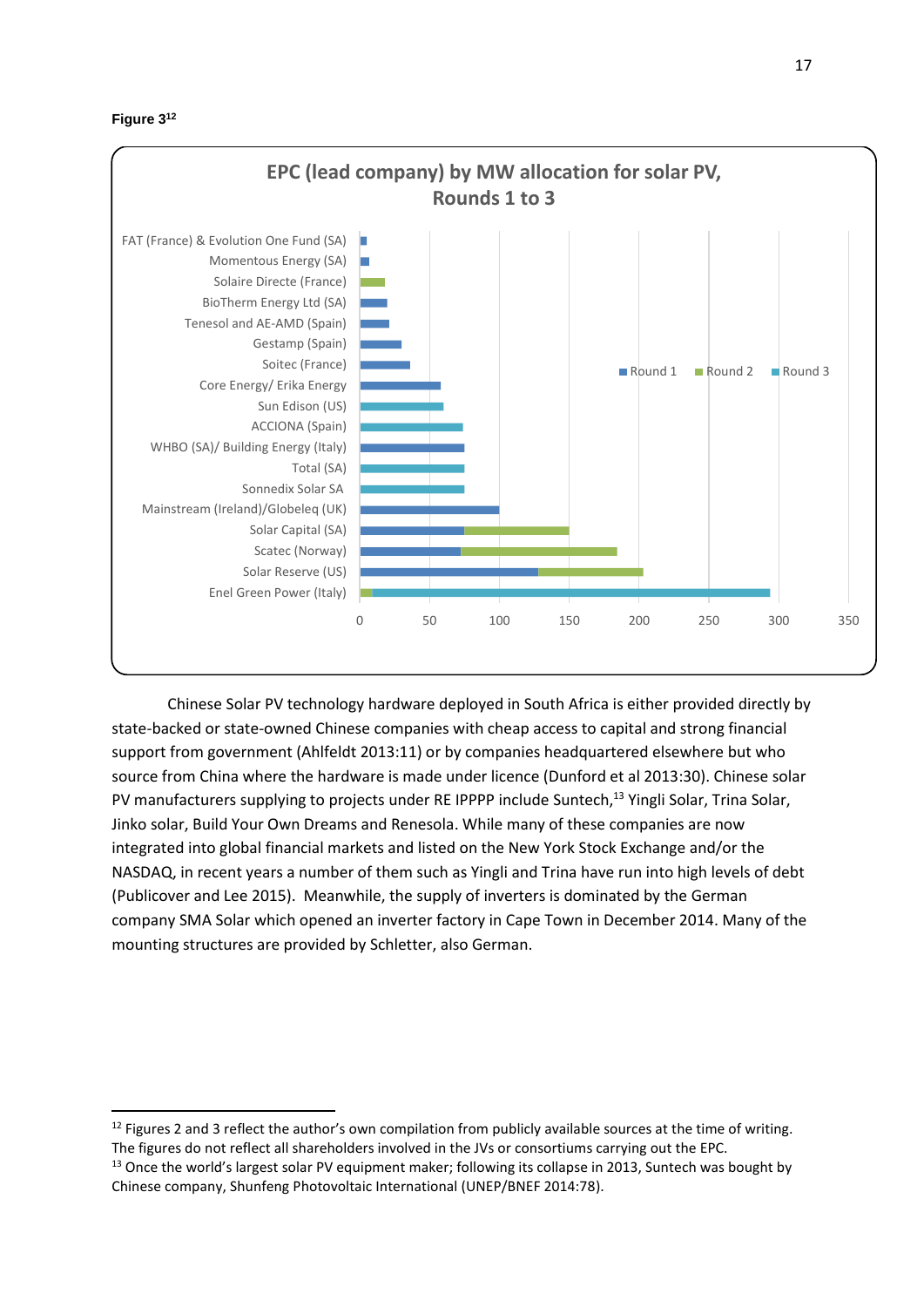**Figure 3**[12]

EPC (lead company) by MW allocation for solar PV, Rounds 1 to 3

Chinese Solar PV technology hardware deployed in South Africa is either provided directly by state-backed or state-owned Chinese companies with cheap access to capital and strong financial support from government (Ahlfeldt 2013:11) or by companies headquartered elsewhere but who source from China where the hardware is made under licence (Dunford et al 2013:30). Chinese solar PV manufacturers supplying to projects under RE IPPPP include Suntech,[13] Yingli Solar, Trina Solar, Jinko solar, Build Your Own Dreams and Renesola. While many of these companies are now integrated into global financial markets and listed on the New York Stock Exchange and/or the NASDAQ, in recent years a number of them such as Yingli and Trina have run into high levels of debt (Publicover and Lee 2015). Meanwhile, the supply of inverters is dominated by the German company SMA Solar which opened an inverter factory in Cape Town in December 2014. Many of the mounting structures are provided by Schletter, also German.

---

[12] Figures 2 and 3 reflect the author's own compilation from publicly available sources at the time of writing. The figures do not reflect all shareholders involved in the JVs or consortiums carrying out the EPC.

[13] Once the world's largest solar PV equipment maker; following its collapse in 2013, Suntech was bought by Chinese company, Shunfeng Photovoltaic International (UNEP/BNEF 2014:78).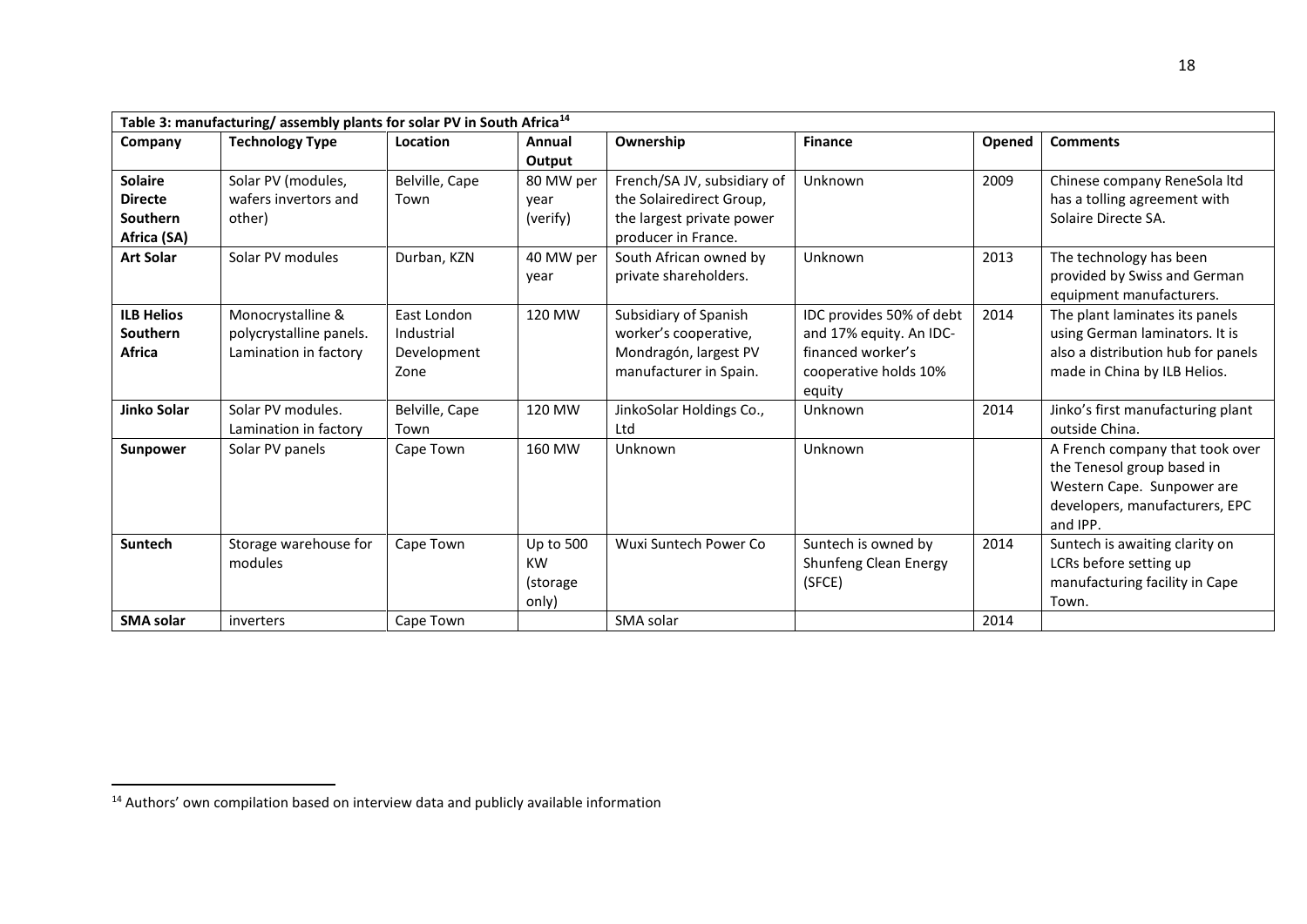| Table 3: manufacturing/ assembly plants for solar PV in South Africa[14] | | | | | | | |
|---|---|---|---|---|---|---|---|
| **Company** | **Technology Type** | **Location** | **Annual Output** | **Ownership** | **Finance** | **Opened** | **Comments** |
| **Solaire Directe Southern Africa (SA)** | Solar PV (modules, wafers invertors and other) | Belville, Cape Town | 80 MW per year (verify) | French/SA JV, subsidiary of the Solairedirect Group, the largest private power producer in France. | Unknown | 2009 | Chinese company ReneSola ltd has a tolling agreement with Solaire Directe SA. |
| **Art Solar** | Solar PV modules | Durban, KZN | 40 MW per year | South African owned by private shareholders. | Unknown | 2013 | The technology has been provided by Swiss and German equipment manufacturers. |
| **ILB Helios Southern Africa** | Monocrystalline & polycrystalline panels. Lamination in factory | East London Industrial Development Zone | 120 MW | Subsidiary of Spanish worker's cooperative, Mondragón, largest PV manufacturer in Spain. | IDC provides 50% of debt and 17% equity. An IDC-financed worker's cooperative holds 10% equity | 2014 | The plant laminates its panels using German laminators. It is also a distribution hub for panels made in China by ILB Helios. |
| **Jinko Solar** | Solar PV modules. Lamination in factory | Belville, Cape Town | 120 MW | JinkoSolar Holdings Co., Ltd | Unknown | 2014 | Jinko's first manufacturing plant outside China. |
| **Sunpower** | Solar PV panels | Cape Town | 160 MW | Unknown | Unknown | | A French company that took over the Tenesol group based in Western Cape. Sunpower are developers, manufacturers, EPC and IPP. |
| **Suntech** | Storage warehouse for modules | Cape Town | Up to 500 KW (storage only) | Wuxi Suntech Power Co | Suntech is owned by Shunfeng Clean Energy (SFCE) | 2014 | Suntech is awaiting clarity on LCRs before setting up manufacturing facility in Cape Town. |
| **SMA solar** | inverters | Cape Town | | SMA solar | | 2014 | |

[14] Authors' own compilation based on interview data and publicly available information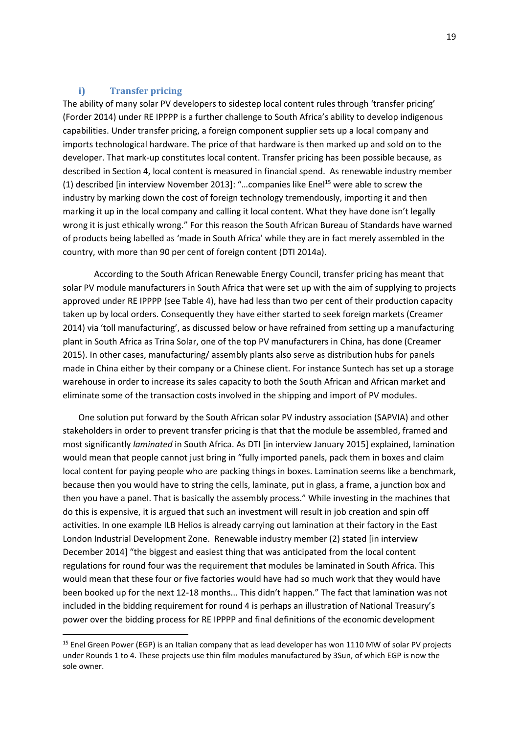### i) Transfer pricing

The ability of many solar PV developers to sidestep local content rules through 'transfer pricing' (Forder 2014) under RE IPPPP is a further challenge to South Africa's ability to develop indigenous capabilities. Under transfer pricing, a foreign component supplier sets up a local company and imports technological hardware. The price of that hardware is then marked up and sold on to the developer. That mark-up constitutes local content. Transfer pricing has been possible because, as described in Section 4, local content is measured in financial spend. As renewable industry member (1) described [in interview November 2013]: "…companies like Enel[15] were able to screw the industry by marking down the cost of foreign technology tremendously, importing it and then marking it up in the local company and calling it local content. What they have done isn't legally wrong it is just ethically wrong." For this reason the South African Bureau of Standards have warned of products being labelled as 'made in South Africa' while they are in fact merely assembled in the country, with more than 90 per cent of foreign content (DTI 2014a).

According to the South African Renewable Energy Council, transfer pricing has meant that solar PV module manufacturers in South Africa that were set up with the aim of supplying to projects approved under RE IPPPP (see Table 4), have had less than two per cent of their production capacity taken up by local orders. Consequently they have either started to seek foreign markets (Creamer 2014) via 'toll manufacturing', as discussed below or have refrained from setting up a manufacturing plant in South Africa as Trina Solar, one of the top PV manufacturers in China, has done (Creamer 2015). In other cases, manufacturing/ assembly plants also serve as distribution hubs for panels made in China either by their company or a Chinese client. For instance Suntech has set up a storage warehouse in order to increase its sales capacity to both the South African and African market and eliminate some of the transaction costs involved in the shipping and import of PV modules.

One solution put forward by the South African solar PV industry association (SAPVIA) and other stakeholders in order to prevent transfer pricing is that that the module be assembled, framed and most significantly *laminated* in South Africa. As DTI [in interview January 2015] explained, lamination would mean that people cannot just bring in "fully imported panels, pack them in boxes and claim local content for paying people who are packing things in boxes. Lamination seems like a benchmark, because then you would have to string the cells, laminate, put in glass, a frame, a junction box and then you have a panel. That is basically the assembly process." While investing in the machines that do this is expensive, it is argued that such an investment will result in job creation and spin off activities. In one example ILB Helios is already carrying out lamination at their factory in the East London Industrial Development Zone. Renewable industry member (2) stated [in interview December 2014] "the biggest and easiest thing that was anticipated from the local content regulations for round four was the requirement that modules be laminated in South Africa. This would mean that these four or five factories would have had so much work that they would have been booked up for the next 12-18 months... This didn't happen." The fact that lamination was not included in the bidding requirement for round 4 is perhaps an illustration of National Treasury's power over the bidding process for RE IPPPP and final definitions of the economic development

---

[15] Enel Green Power (EGP) is an Italian company that as lead developer has won 1110 MW of solar PV projects under Rounds 1 to 4. These projects use thin film modules manufactured by 3Sun, of which EGP is now the sole owner.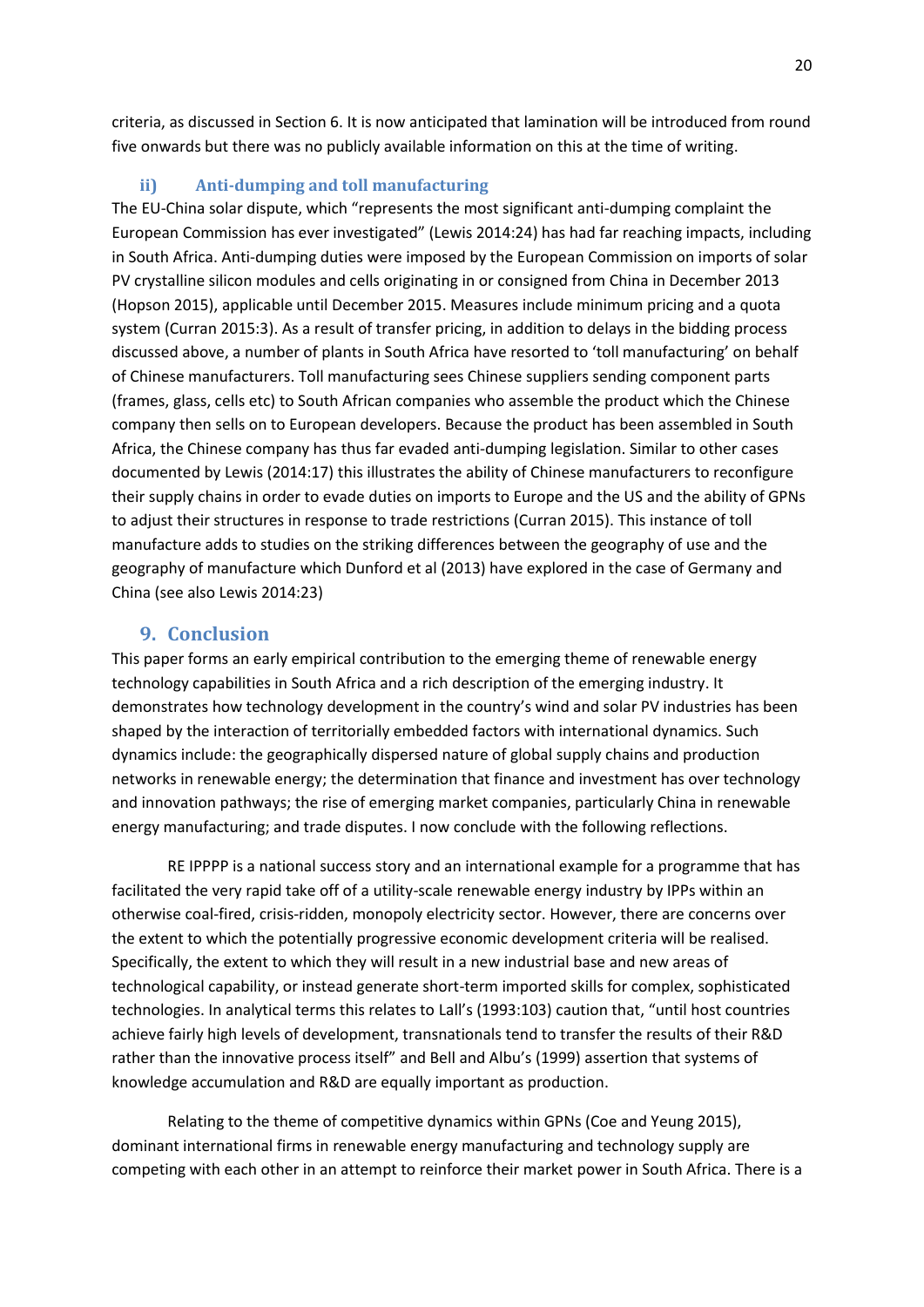criteria, as discussed in Section 6. It is now anticipated that lamination will be introduced from round five onwards but there was no publicly available information on this at the time of writing.

### ii) Anti-dumping and toll manufacturing

The EU-China solar dispute, which "represents the most significant anti-dumping complaint the European Commission has ever investigated" (Lewis 2014:24) has had far reaching impacts, including in South Africa. Anti-dumping duties were imposed by the European Commission on imports of solar PV crystalline silicon modules and cells originating in or consigned from China in December 2013 (Hopson 2015), applicable until December 2015. Measures include minimum pricing and a quota system (Curran 2015:3). As a result of transfer pricing, in addition to delays in the bidding process discussed above, a number of plants in South Africa have resorted to 'toll manufacturing' on behalf of Chinese manufacturers. Toll manufacturing sees Chinese suppliers sending component parts (frames, glass, cells etc) to South African companies who assemble the product which the Chinese company then sells on to European developers. Because the product has been assembled in South Africa, the Chinese company has thus far evaded anti-dumping legislation. Similar to other cases documented by Lewis (2014:17) this illustrates the ability of Chinese manufacturers to reconfigure their supply chains in order to evade duties on imports to Europe and the US and the ability of GPNs to adjust their structures in response to trade restrictions (Curran 2015). This instance of toll manufacture adds to studies on the striking differences between the geography of use and the geography of manufacture which Dunford et al (2013) have explored in the case of Germany and China (see also Lewis 2014:23)

## 9. Conclusion

This paper forms an early empirical contribution to the emerging theme of renewable energy technology capabilities in South Africa and a rich description of the emerging industry. It demonstrates how technology development in the country's wind and solar PV industries has been shaped by the interaction of territorially embedded factors with international dynamics. Such dynamics include: the geographically dispersed nature of global supply chains and production networks in renewable energy; the determination that finance and investment has over technology and innovation pathways; the rise of emerging market companies, particularly China in renewable energy manufacturing; and trade disputes. I now conclude with the following reflections.

RE IPPPP is a national success story and an international example for a programme that has facilitated the very rapid take off of a utility-scale renewable energy industry by IPPs within an otherwise coal-fired, crisis-ridden, monopoly electricity sector. However, there are concerns over the extent to which the potentially progressive economic development criteria will be realised. Specifically, the extent to which they will result in a new industrial base and new areas of technological capability, or instead generate short-term imported skills for complex, sophisticated technologies. In analytical terms this relates to Lall's (1993:103) caution that, "until host countries achieve fairly high levels of development, transnationals tend to transfer the results of their R&D rather than the innovative process itself" and Bell and Albu's (1999) assertion that systems of knowledge accumulation and R&D are equally important as production.

Relating to the theme of competitive dynamics within GPNs (Coe and Yeung 2015), dominant international firms in renewable energy manufacturing and technology supply are competing with each other in an attempt to reinforce their market power in South Africa. There is a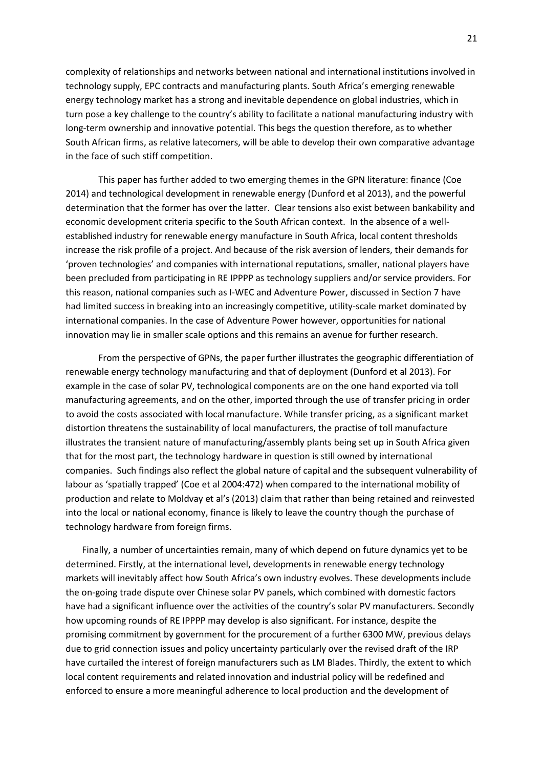complexity of relationships and networks between national and international institutions involved in technology supply, EPC contracts and manufacturing plants. South Africa's emerging renewable energy technology market has a strong and inevitable dependence on global industries, which in turn pose a key challenge to the country's ability to facilitate a national manufacturing industry with long-term ownership and innovative potential. This begs the question therefore, as to whether South African firms, as relative latecomers, will be able to develop their own comparative advantage in the face of such stiff competition.

This paper has further added to two emerging themes in the GPN literature: finance (Coe 2014) and technological development in renewable energy (Dunford et al 2013), and the powerful determination that the former has over the latter. Clear tensions also exist between bankability and economic development criteria specific to the South African context. In the absence of a well-established industry for renewable energy manufacture in South Africa, local content thresholds increase the risk profile of a project. And because of the risk aversion of lenders, their demands for 'proven technologies' and companies with international reputations, smaller, national players have been precluded from participating in RE IPPPP as technology suppliers and/or service providers. For this reason, national companies such as I-WEC and Adventure Power, discussed in Section 7 have had limited success in breaking into an increasingly competitive, utility-scale market dominated by international companies. In the case of Adventure Power however, opportunities for national innovation may lie in smaller scale options and this remains an avenue for further research.

From the perspective of GPNs, the paper further illustrates the geographic differentiation of renewable energy technology manufacturing and that of deployment (Dunford et al 2013). For example in the case of solar PV, technological components are on the one hand exported via toll manufacturing agreements, and on the other, imported through the use of transfer pricing in order to avoid the costs associated with local manufacture. While transfer pricing, as a significant market distortion threatens the sustainability of local manufacturers, the practise of toll manufacture illustrates the transient nature of manufacturing/assembly plants being set up in South Africa given that for the most part, the technology hardware in question is still owned by international companies. Such findings also reflect the global nature of capital and the subsequent vulnerability of labour as 'spatially trapped' (Coe et al 2004:472) when compared to the international mobility of production and relate to Moldvay et al's (2013) claim that rather than being retained and reinvested into the local or national economy, finance is likely to leave the country though the purchase of technology hardware from foreign firms.

Finally, a number of uncertainties remain, many of which depend on future dynamics yet to be determined. Firstly, at the international level, developments in renewable energy technology markets will inevitably affect how South Africa's own industry evolves. These developments include the on-going trade dispute over Chinese solar PV panels, which combined with domestic factors have had a significant influence over the activities of the country's solar PV manufacturers. Secondly how upcoming rounds of RE IPPPP may develop is also significant. For instance, despite the promising commitment by government for the procurement of a further 6300 MW, previous delays due to grid connection issues and policy uncertainty particularly over the revised draft of the IRP have curtailed the interest of foreign manufacturers such as LM Blades. Thirdly, the extent to which local content requirements and related innovation and industrial policy will be redefined and enforced to ensure a more meaningful adherence to local production and the development of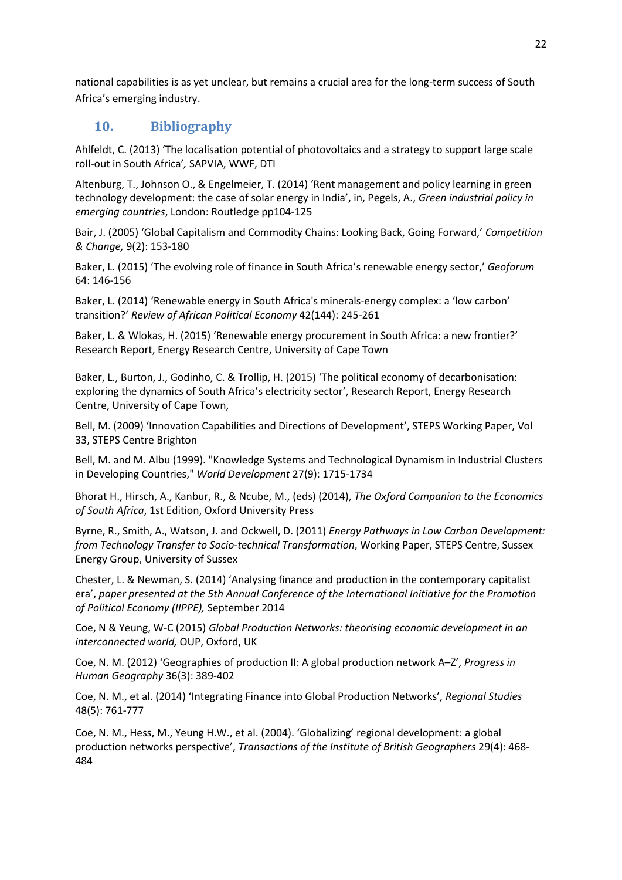national capabilities is as yet unclear, but remains a crucial area for the long-term success of South Africa's emerging industry.

## 10. Bibliography

Ahlfeldt, C. (2013) 'The localisation potential of photovoltaics and a strategy to support large scale roll-out in South Africa', SAPVIA, WWF, DTI

Altenburg, T., Johnson O., & Engelmeier, T. (2014) 'Rent management and policy learning in green technology development: the case of solar energy in India', in, Pegels, A., *Green industrial policy in emerging countries*, London: Routledge pp104-125

Bair, J. (2005) 'Global Capitalism and Commodity Chains: Looking Back, Going Forward,' *Competition & Change,* 9(2): 153-180

Baker, L. (2015) 'The evolving role of finance in South Africa's renewable energy sector,' *Geoforum* 64: 146-156

Baker, L. (2014) 'Renewable energy in South Africa's minerals-energy complex: a 'low carbon' transition?' *Review of African Political Economy* 42(144): 245-261

Baker, L. & Wlokas, H. (2015) 'Renewable energy procurement in South Africa: a new frontier?' Research Report, Energy Research Centre, University of Cape Town

Baker, L., Burton, J., Godinho, C. & Trollip, H. (2015) 'The political economy of decarbonisation: exploring the dynamics of South Africa's electricity sector', Research Report, Energy Research Centre, University of Cape Town,

Bell, M. (2009) 'Innovation Capabilities and Directions of Development', STEPS Working Paper, Vol 33, STEPS Centre Brighton

Bell, M. and M. Albu (1999). "Knowledge Systems and Technological Dynamism in Industrial Clusters in Developing Countries," *World Development* 27(9): 1715-1734

Bhorat H., Hirsch, A., Kanbur, R., & Ncube, M., (eds) (2014), *The Oxford Companion to the Economics of South Africa*, 1st Edition, Oxford University Press

Byrne, R., Smith, A., Watson, J. and Ockwell, D. (2011) *Energy Pathways in Low Carbon Development: from Technology Transfer to Socio-technical Transformation*, Working Paper, STEPS Centre, Sussex Energy Group, University of Sussex

Chester, L. & Newman, S. (2014) 'Analysing finance and production in the contemporary capitalist era', *paper presented at the 5th Annual Conference of the International Initiative for the Promotion of Political Economy (IIPPE),* September 2014

Coe, N & Yeung, W-C (2015) *Global Production Networks: theorising economic development in an interconnected world,* OUP, Oxford, UK

Coe, N. M. (2012) 'Geographies of production II: A global production network A–Z', *Progress in Human Geography* 36(3): 389-402

Coe, N. M., et al. (2014) 'Integrating Finance into Global Production Networks', *Regional Studies* 48(5): 761-777

Coe, N. M., Hess, M., Yeung H.W., et al. (2004). 'Globalizing' regional development: a global production networks perspective', *Transactions of the Institute of British Geographers* 29(4): 468-484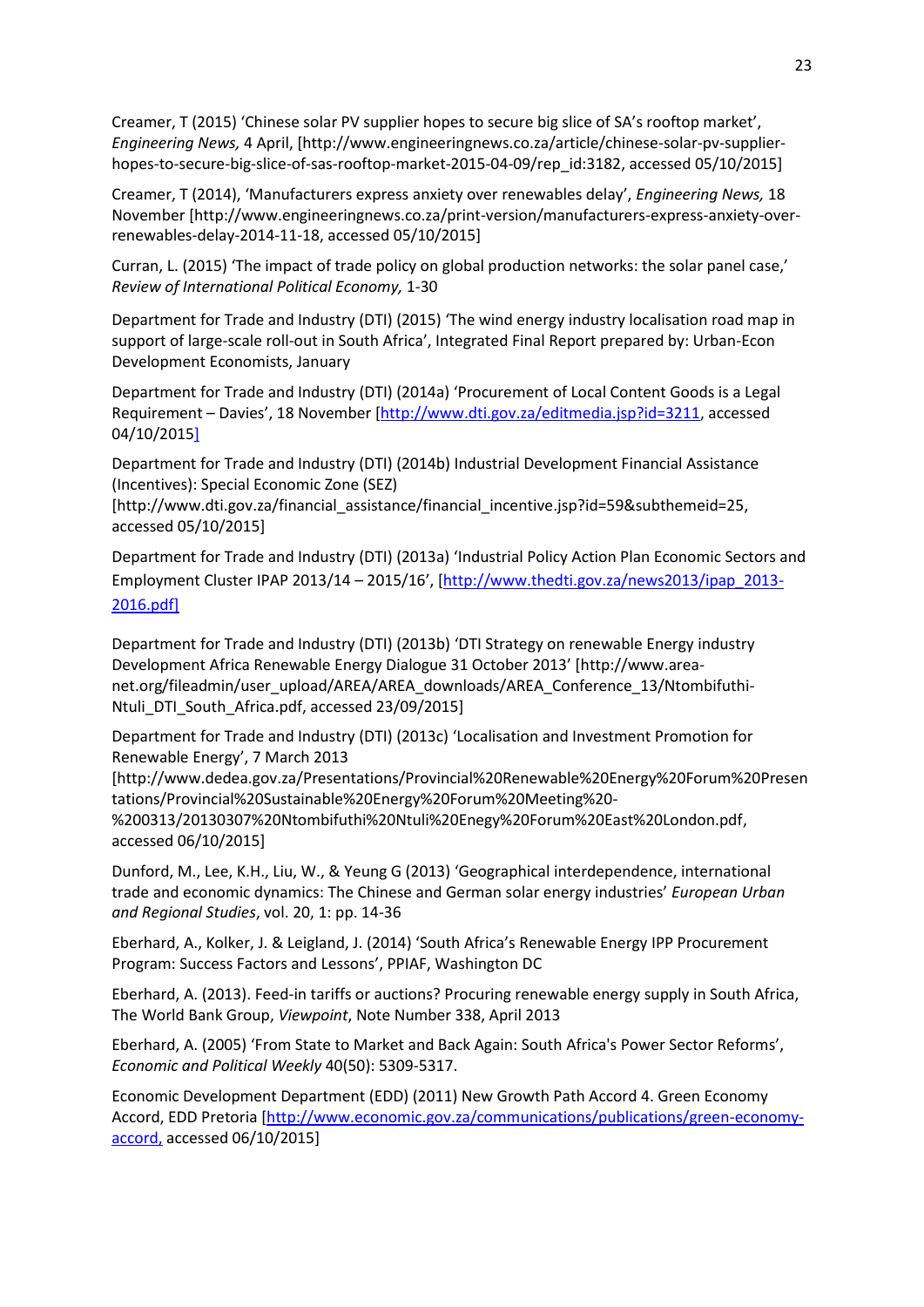Creamer, T (2015) 'Chinese solar PV supplier hopes to secure big slice of SA's rooftop market', *Engineering News,* 4 April, [http://www.engineeringnews.co.za/article/chinese-solar-pv-supplier-hopes-to-secure-big-slice-of-sas-rooftop-market-2015-04-09/rep_id:3182, accessed 05/10/2015]

Creamer, T (2014), 'Manufacturers express anxiety over renewables delay', *Engineering News,* 18 November [http://www.engineeringnews.co.za/print-version/manufacturers-express-anxiety-over-renewables-delay-2014-11-18, accessed 05/10/2015]

Curran, L. (2015) 'The impact of trade policy on global production networks: the solar panel case,' *Review of International Political Economy,* 1-30

Department for Trade and Industry (DTI) (2015) 'The wind energy industry localisation road map in support of large-scale roll-out in South Africa', Integrated Final Report prepared by: Urban-Econ Development Economists, January

Department for Trade and Industry (DTI) (2014a) 'Procurement of Local Content Goods is a Legal Requirement – Davies', 18 November [http://www.dti.gov.za/editmedia.jsp?id=3211, accessed 04/10/2015]

Department for Trade and Industry (DTI) (2014b) Industrial Development Financial Assistance (Incentives): Special Economic Zone (SEZ) [http://www.dti.gov.za/financial_assistance/financial_incentive.jsp?id=59&subthemeid=25, accessed 05/10/2015]

Department for Trade and Industry (DTI) (2013a) 'Industrial Policy Action Plan Economic Sectors and Employment Cluster IPAP 2013/14 – 2015/16', [http://www.thedti.gov.za/news2013/ipap_2013-2016.pdf]

Department for Trade and Industry (DTI) (2013b) 'DTI Strategy on renewable Energy industry Development Africa Renewable Energy Dialogue 31 October 2013' [http://www.area-net.org/fileadmin/user_upload/AREA/AREA_downloads/AREA_Conference_13/Ntombifuthi-Ntuli_DTI_South_Africa.pdf, accessed 23/09/2015]

Department for Trade and Industry (DTI) (2013c) 'Localisation and Investment Promotion for Renewable Energy', 7 March 2013 [http://www.dedea.gov.za/Presentations/Provincial%20Renewable%20Energy%20Forum%20Presentations/Provincial%20Sustainable%20Energy%20Forum%20Meeting%20-%200313/20130307%20Ntombifuthi%20Ntuli%20Enegy%20Forum%20East%20London.pdf, accessed 06/10/2015]

Dunford, M., Lee, K.H., Liu, W., & Yeung G (2013) 'Geographical interdependence, international trade and economic dynamics: The Chinese and German solar energy industries' *European Urban and Regional Studies*, vol. 20, 1: pp. 14-36

Eberhard, A., Kolker, J. & Leigland, J. (2014) 'South Africa's Renewable Energy IPP Procurement Program: Success Factors and Lessons', PPIAF, Washington DC

Eberhard, A. (2013). Feed-in tariffs or auctions? Procuring renewable energy supply in South Africa, The World Bank Group, *Viewpoint*, Note Number 338, April 2013

Eberhard, A. (2005) 'From State to Market and Back Again: South Africa's Power Sector Reforms', *Economic and Political Weekly* 40(50): 5309-5317.

Economic Development Department (EDD) (2011) New Growth Path Accord 4. Green Economy Accord, EDD Pretoria [http://www.economic.gov.za/communications/publications/green-economy-accord, accessed 06/10/2015]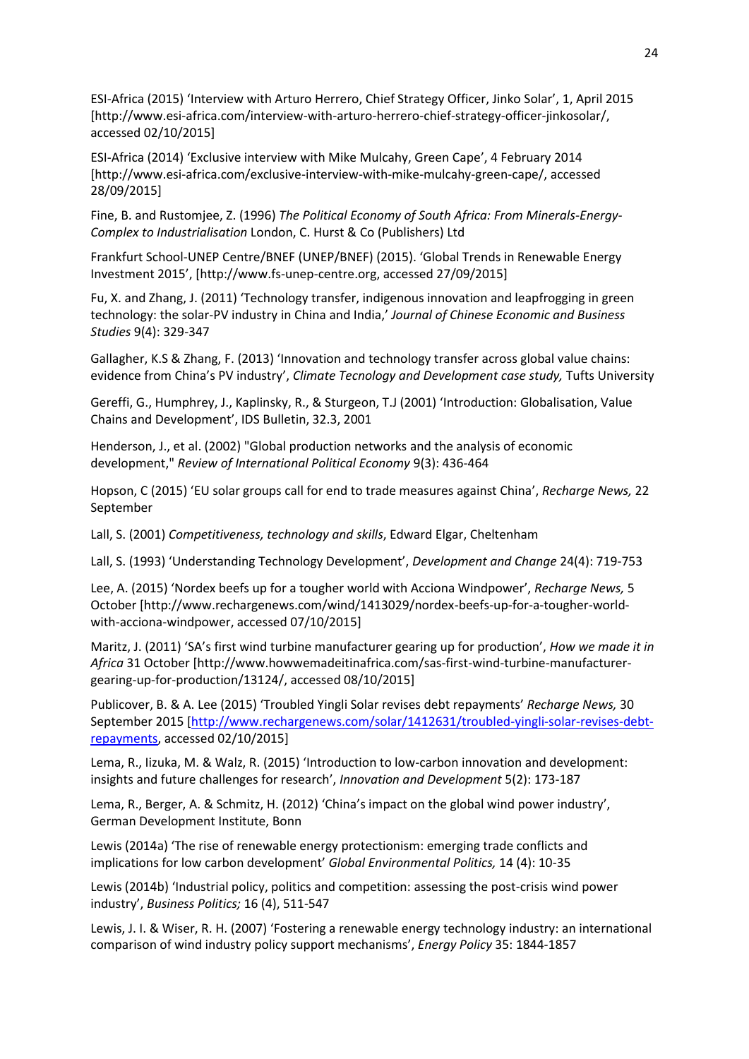ESI-Africa (2015) 'Interview with Arturo Herrero, Chief Strategy Officer, Jinko Solar', 1, April 2015 [http://www.esi-africa.com/interview-with-arturo-herrero-chief-strategy-officer-jinkosolar/, accessed 02/10/2015]

ESI-Africa (2014) 'Exclusive interview with Mike Mulcahy, Green Cape', 4 February 2014 [http://www.esi-africa.com/exclusive-interview-with-mike-mulcahy-green-cape/, accessed 28/09/2015]

Fine, B. and Rustomjee, Z. (1996) *The Political Economy of South Africa: From Minerals-Energy-Complex to Industrialisation* London, C. Hurst & Co (Publishers) Ltd

Frankfurt School-UNEP Centre/BNEF (UNEP/BNEF) (2015). 'Global Trends in Renewable Energy Investment 2015', [http://www.fs-unep-centre.org, accessed 27/09/2015]

Fu, X. and Zhang, J. (2011) 'Technology transfer, indigenous innovation and leapfrogging in green technology: the solar-PV industry in China and India,' *Journal of Chinese Economic and Business Studies* 9(4): 329-347

Gallagher, K.S & Zhang, F. (2013) 'Innovation and technology transfer across global value chains: evidence from China's PV industry', *Climate Tecnology and Development case study,* Tufts University

Gereffi, G., Humphrey, J., Kaplinsky, R., & Sturgeon, T.J (2001) 'Introduction: Globalisation, Value Chains and Development', IDS Bulletin, 32.3, 2001

Henderson, J., et al. (2002) "Global production networks and the analysis of economic development," *Review of International Political Economy* 9(3): 436-464

Hopson, C (2015) 'EU solar groups call for end to trade measures against China', *Recharge News,* 22 September

Lall, S. (2001) *Competitiveness, technology and skills*, Edward Elgar, Cheltenham

Lall, S. (1993) 'Understanding Technology Development', *Development and Change* 24(4): 719-753

Lee, A. (2015) 'Nordex beefs up for a tougher world with Acciona Windpower', *Recharge News,* 5 October [http://www.rechargenews.com/wind/1413029/nordex-beefs-up-for-a-tougher-world-with-acciona-windpower, accessed 07/10/2015]

Maritz, J. (2011) 'SA's first wind turbine manufacturer gearing up for production', *How we made it in Africa* 31 October [http://www.howwemadeitinafrica.com/sas-first-wind-turbine-manufacturer-gearing-up-for-production/13124/, accessed 08/10/2015]

Publicover, B. & A. Lee (2015) 'Troubled Yingli Solar revises debt repayments' *Recharge News,* 30 September 2015 [http://www.rechargenews.com/solar/1412631/troubled-yingli-solar-revises-debt-repayments, accessed 02/10/2015]

Lema, R., Iizuka, M. & Walz, R. (2015) 'Introduction to low-carbon innovation and development: insights and future challenges for research', *Innovation and Development* 5(2): 173-187

Lema, R., Berger, A. & Schmitz, H. (2012) 'China's impact on the global wind power industry', German Development Institute, Bonn

Lewis (2014a) 'The rise of renewable energy protectionism: emerging trade conflicts and implications for low carbon development' *Global Environmental Politics,* 14 (4): 10-35

Lewis (2014b) 'Industrial policy, politics and competition: assessing the post-crisis wind power industry', *Business Politics;* 16 (4), 511-547

Lewis, J. I. & Wiser, R. H. (2007) 'Fostering a renewable energy technology industry: an international comparison of wind industry policy support mechanisms', *Energy Policy* 35: 1844-1857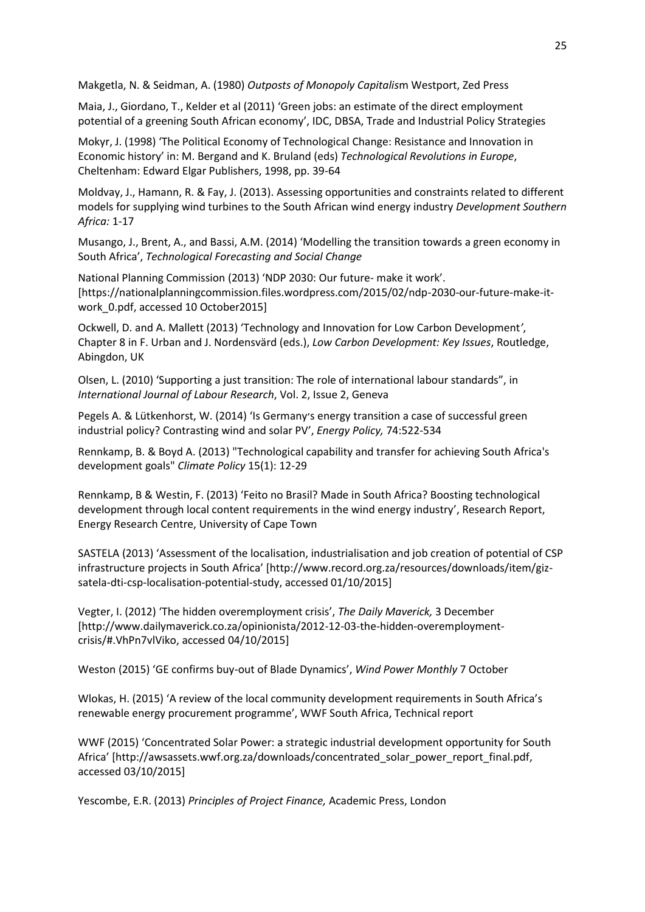Makgetla, N. & Seidman, A. (1980) *Outposts of Monopoly Capitalism* Westport, Zed Press

Maia, J., Giordano, T., Kelder et al (2011) 'Green jobs: an estimate of the direct employment potential of a greening South African economy', IDC, DBSA, Trade and Industrial Policy Strategies

Mokyr, J. (1998) 'The Political Economy of Technological Change: Resistance and Innovation in Economic history' in: M. Bergand and K. Bruland (eds) *Technological Revolutions in Europe*, Cheltenham: Edward Elgar Publishers, 1998, pp. 39-64

Moldvay, J., Hamann, R. & Fay, J. (2013). Assessing opportunities and constraints related to different models for supplying wind turbines to the South African wind energy industry *Development Southern Africa:* 1-17

Musango, J., Brent, A., and Bassi, A.M. (2014) 'Modelling the transition towards a green economy in South Africa', *Technological Forecasting and Social Change*

National Planning Commission (2013) 'NDP 2030: Our future- make it work'. [https://nationalplanningcommission.files.wordpress.com/2015/02/ndp-2030-our-future-make-it-work_0.pdf, accessed 10 October2015]

Ockwell, D. and A. Mallett (2013) 'Technology and Innovation for Low Carbon Development', Chapter 8 in F. Urban and J. Nordensvärd (eds.), *Low Carbon Development: Key Issues*, Routledge, Abingdon, UK

Olsen, L. (2010) 'Supporting a just transition: The role of international labour standards", in *International Journal of Labour Research*, Vol. 2, Issue 2, Geneva

Pegels A. & Lütkenhorst, W. (2014) 'Is Germany's energy transition a case of successful green industrial policy? Contrasting wind and solar PV', *Energy Policy,* 74:522-534

Rennkamp, B. & Boyd A. (2013) "Technological capability and transfer for achieving South Africa's development goals" *Climate Policy* 15(1): 12-29

Rennkamp, B & Westin, F. (2013) 'Feito no Brasil? Made in South Africa? Boosting technological development through local content requirements in the wind energy industry', Research Report, Energy Research Centre, University of Cape Town

SASTELA (2013) 'Assessment of the localisation, industrialisation and job creation of potential of CSP infrastructure projects in South Africa' [http://www.record.org.za/resources/downloads/item/giz-satela-dti-csp-localisation-potential-study, accessed 01/10/2015]

Vegter, I. (2012) 'The hidden overemployment crisis', *The Daily Maverick,* 3 December [http://www.dailymaverick.co.za/opinionista/2012-12-03-the-hidden-overemployment-crisis/#.VhPn7vlViko, accessed 04/10/2015]

Weston (2015) 'GE confirms buy-out of Blade Dynamics', *Wind Power Monthly* 7 October

Wlokas, H. (2015) 'A review of the local community development requirements in South Africa's renewable energy procurement programme', WWF South Africa, Technical report

WWF (2015) 'Concentrated Solar Power: a strategic industrial development opportunity for South Africa' [http://awsassets.wwf.org.za/downloads/concentrated_solar_power_report_final.pdf, accessed 03/10/2015]

Yescombe, E.R. (2013) *Principles of Project Finance,* Academic Press, London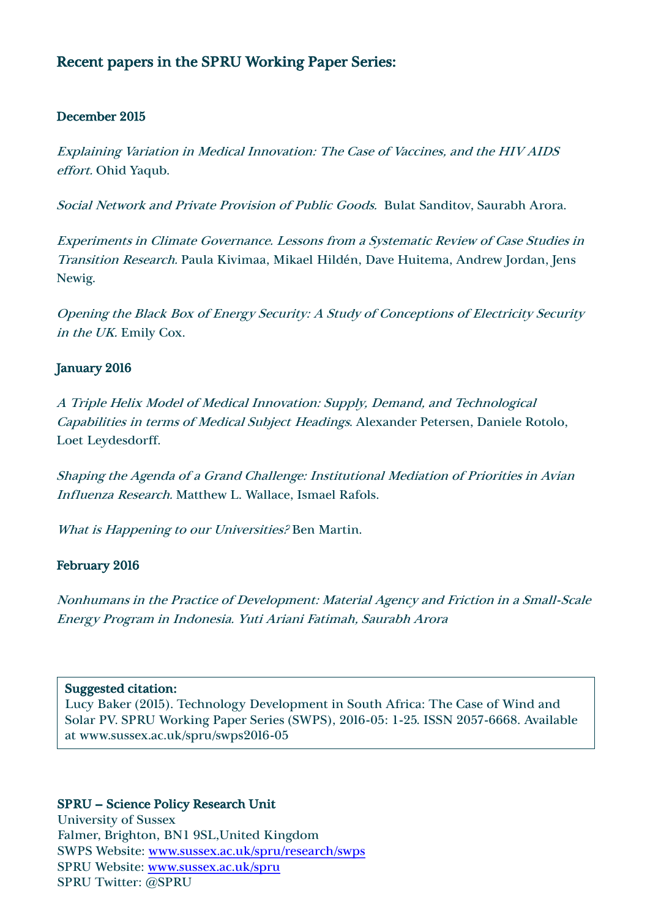## Recent papers in the SPRU Working Paper Series:

### December 2015

*Explaining Variation in Medical Innovation: The Case of Vaccines, and the HIV AIDS effort.* Ohid Yaqub.

*Social Network and Private Provision of Public Goods.* Bulat Sanditov, Saurabh Arora.

*Experiments in Climate Governance. Lessons from a Systematic Review of Case Studies in Transition Research.* Paula Kivimaa, Mikael Hildén, Dave Huitema, Andrew Jordan, Jens Newig.

*Opening the Black Box of Energy Security: A Study of Conceptions of Electricity Security in the UK.* Emily Cox.

### January 2016

*A Triple Helix Model of Medical Innovation: Supply, Demand, and Technological Capabilities in terms of Medical Subject Headings*. Alexander Petersen, Daniele Rotolo, Loet Leydesdorff.

*Shaping the Agenda of a Grand Challenge: Institutional Mediation of Priorities in Avian Influenza Research.* Matthew L. Wallace, Ismael Rafols.

*What is Happening to our Universities?* Ben Martin.

### February 2016

*Nonhumans in the Practice of Development: Material Agency and Friction in a Small-Scale Energy Program in Indonesia. Yuti Ariani Fatimah, Saurabh Arora*

**Suggested citation:**
Lucy Baker (2015). Technology Development in South Africa: The Case of Wind and Solar PV. SPRU Working Paper Series (SWPS), 2016-05: 1-25. ISSN 2057-6668. Available at www.sussex.ac.uk/spru/swps2016-05

**SPRU – Science Policy Research Unit**
University of Sussex
Falmer, Brighton, BN1 9SL,United Kingdom
SWPS Website: www.sussex.ac.uk/spru/research/swps
SPRU Website: www.sussex.ac.uk/spru
SPRU Twitter: @SPRU